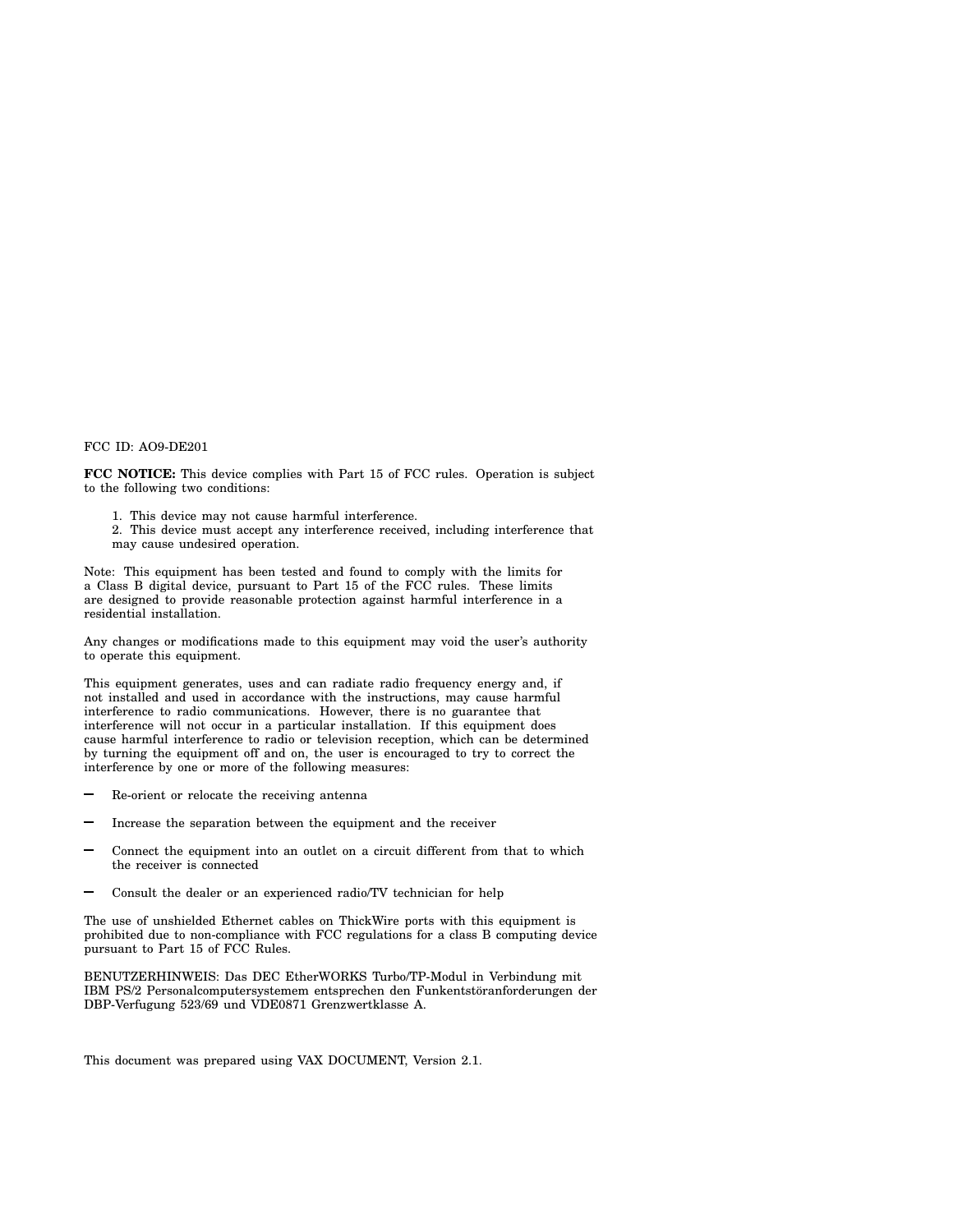FCC ID: AO9-DE201

**FCC NOTICE:** This device complies with Part 15 of FCC rules. Operation is subject to the following two conditions:

1. This device may not cause harmful interference.
2. This device must accept any interference received, including interference that may cause undesired operation.

Note: This equipment has been tested and found to comply with the limits for a Class B digital device, pursuant to Part 15 of the FCC rules. These limits are designed to provide reasonable protection against harmful interference in a residential installation.

Any changes or modifications made to this equipment may void the user's authority to operate this equipment.

This equipment generates, uses and can radiate radio frequency energy and, if not installed and used in accordance with the instructions, may cause harmful interference to radio communications. However, there is no guarantee that interference will not occur in a particular installation. If this equipment does cause harmful interference to radio or television reception, which can be determined by turning the equipment off and on, the user is encouraged to try to correct the interference by one or more of the following measures:

- Re-orient or relocate the receiving antenna
- Increase the separation between the equipment and the receiver
- Connect the equipment into an outlet on a circuit different from that to which the receiver is connected
- Consult the dealer or an experienced radio/TV technician for help

The use of unshielded Ethernet cables on ThickWire ports with this equipment is prohibited due to non-compliance with FCC regulations for a class B computing device pursuant to Part 15 of FCC Rules.

BENUTZERHINWEIS: Das DEC EtherWORKS Turbo/TP-Modul in Verbindung mit IBM PS/2 Personalcomputersystemem entsprechen den Funkentstöranforderungen der DBP-Verfugung 523/69 und VDE0871 Grenzwertklasse A.

This document was prepared using VAX DOCUMENT, Version 2.1.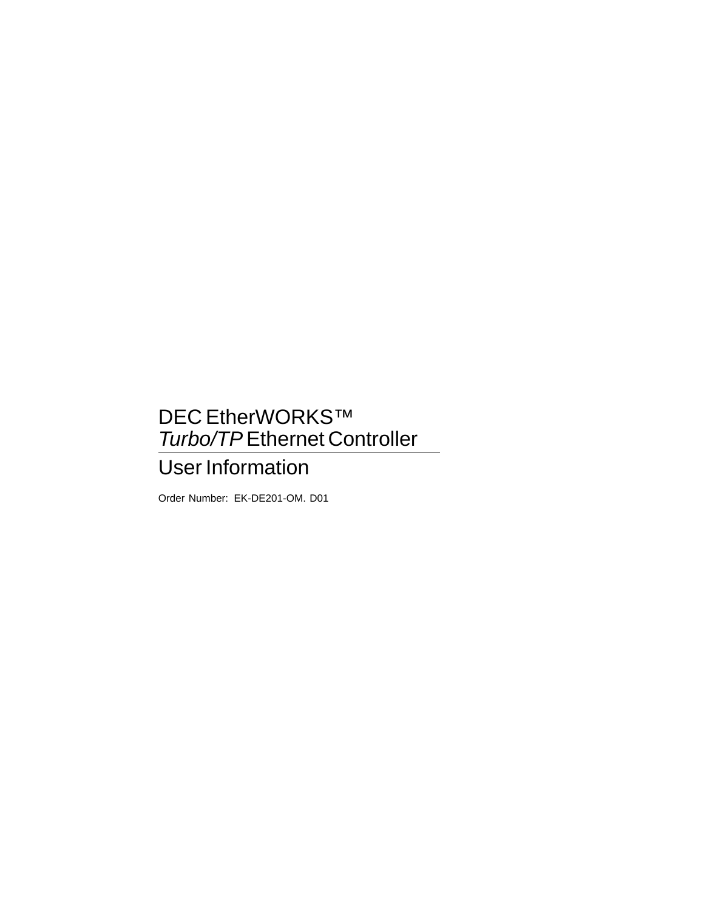# DEC EtherWORKS™ *Turbo/TP* Ethernet Controller

## User Information

Order Number: EK-DE201-OM. D01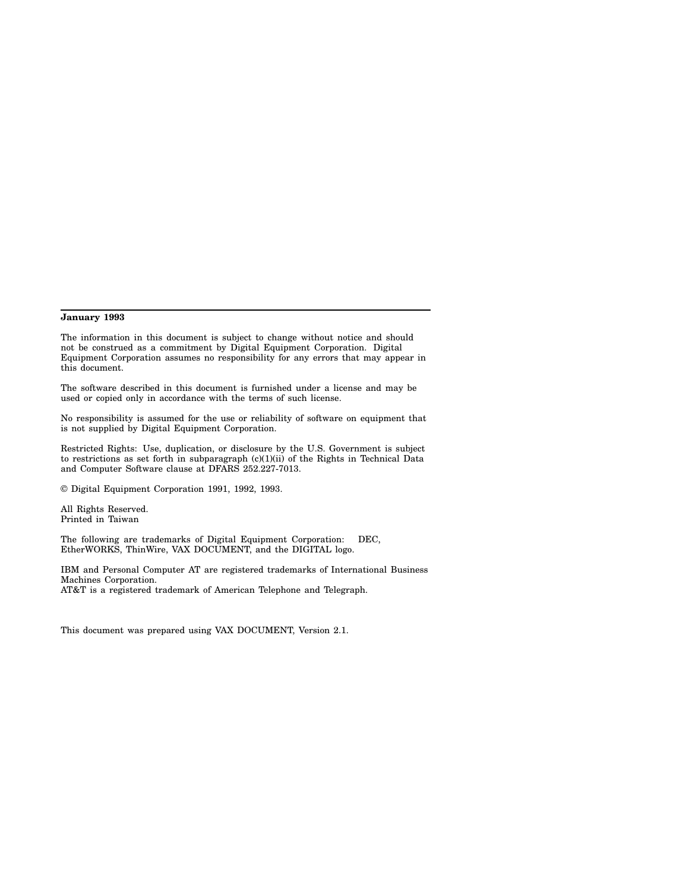**January 1993**

The information in this document is subject to change without notice and should not be construed as a commitment by Digital Equipment Corporation. Digital Equipment Corporation assumes no responsibility for any errors that may appear in this document.

The software described in this document is furnished under a license and may be used or copied only in accordance with the terms of such license.

No responsibility is assumed for the use or reliability of software on equipment that is not supplied by Digital Equipment Corporation.

Restricted Rights: Use, duplication, or disclosure by the U.S. Government is subject to restrictions as set forth in subparagraph (c)(1)(ii) of the Rights in Technical Data and Computer Software clause at DFARS 252.227-7013.

© Digital Equipment Corporation 1991, 1992, 1993.

All Rights Reserved.
Printed in Taiwan

The following are trademarks of Digital Equipment Corporation: DEC, EtherWORKS, ThinWire, VAX DOCUMENT, and the DIGITAL logo.

IBM and Personal Computer AT are registered trademarks of International Business Machines Corporation.
AT&T is a registered trademark of American Telephone and Telegraph.

This document was prepared using VAX DOCUMENT, Version 2.1.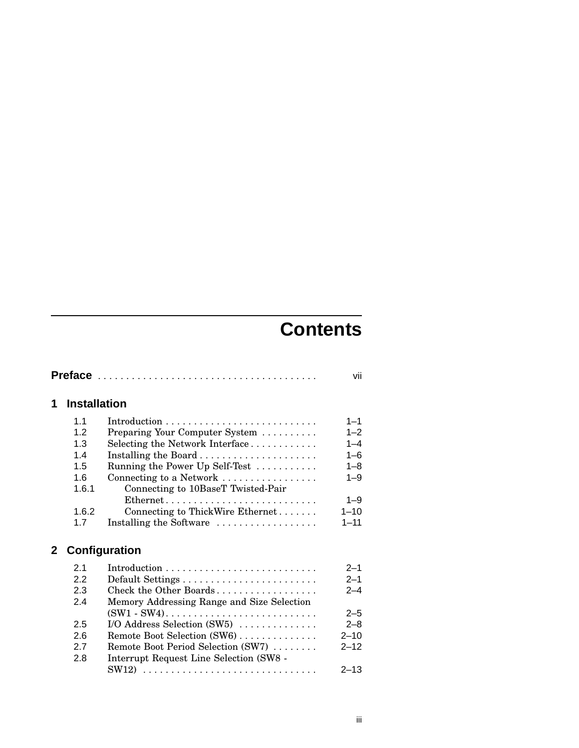# Contents

**Preface** . . . . . . . . . . . . . . . . . . . . . . . . . . . . . . . . . . . . . . vii

## 1 Installation

| | | |
|---|---|---|
| 1.1 | Introduction | 1–1 |
| 1.2 | Preparing Your Computer System | 1–2 |
| 1.3 | Selecting the Network Interface | 1–4 |
| 1.4 | Installing the Board | 1–6 |
| 1.5 | Running the Power Up Self-Test | 1–8 |
| 1.6 | Connecting to a Network | 1–9 |
| 1.6.1 | Connecting to 10BaseT Twisted-Pair Ethernet | 1–9 |
| 1.6.2 | Connecting to ThickWire Ethernet | 1–10 |
| 1.7 | Installing the Software | 1–11 |

## 2 Configuration

| | | |
|---|---|---|
| 2.1 | Introduction | 2–1 |
| 2.2 | Default Settings | 2–1 |
| 2.3 | Check the Other Boards | 2–4 |
| 2.4 | Memory Addressing Range and Size Selection (SW1 - SW4) | 2–5 |
| 2.5 | I/O Address Selection (SW5) | 2–8 |
| 2.6 | Remote Boot Selection (SW6) | 2–10 |
| 2.7 | Remote Boot Period Selection (SW7) | 2–12 |
| 2.8 | Interrupt Request Line Selection (SW8 - SW12) | 2–13 |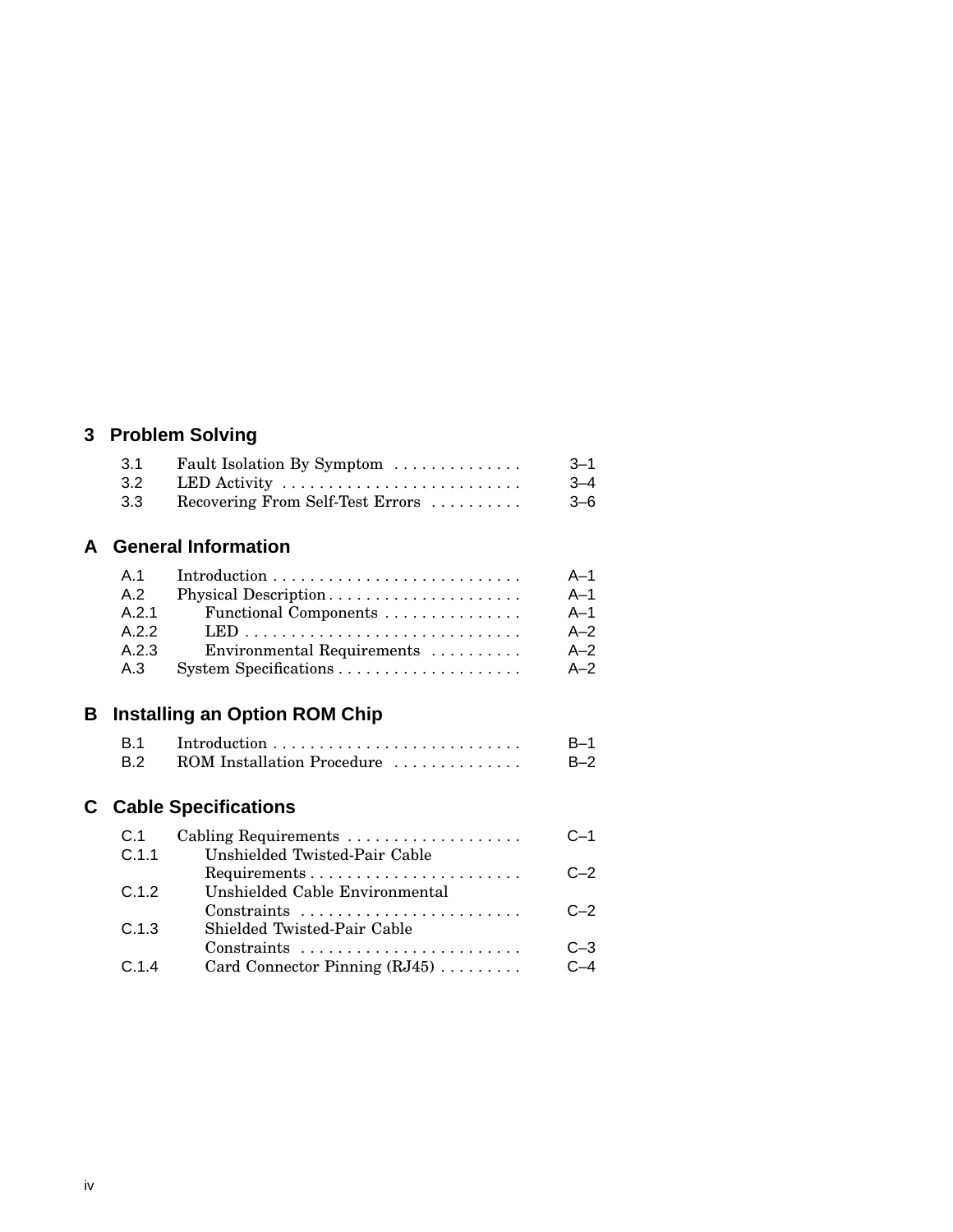## 3 Problem Solving

| | | |
|---|---|---|
| 3.1 | Fault Isolation By Symptom | 3–1 |
| 3.2 | LED Activity | 3–4 |
| 3.3 | Recovering From Self-Test Errors | 3–6 |

## A General Information

| | | |
|---|---|---|
| A.1 | Introduction | A–1 |
| A.2 | Physical Description | A–1 |
| A.2.1 | Functional Components | A–1 |
| A.2.2 | LED | A–2 |
| A.2.3 | Environmental Requirements | A–2 |
| A.3 | System Specifications | A–2 |

## B Installing an Option ROM Chip

| | | |
|---|---|---|
| B.1 | Introduction | B–1 |
| B.2 | ROM Installation Procedure | B–2 |

## C Cable Specifications

| | | |
|---|---|---|
| C.1 | Cabling Requirements | C–1 |
| C.1.1 | Unshielded Twisted-Pair Cable Requirements | C–2 |
| C.1.2 | Unshielded Cable Environmental Constraints | C–2 |
| C.1.3 | Shielded Twisted-Pair Cable Constraints | C–3 |
| C.1.4 | Card Connector Pinning (RJ45) | C–4 |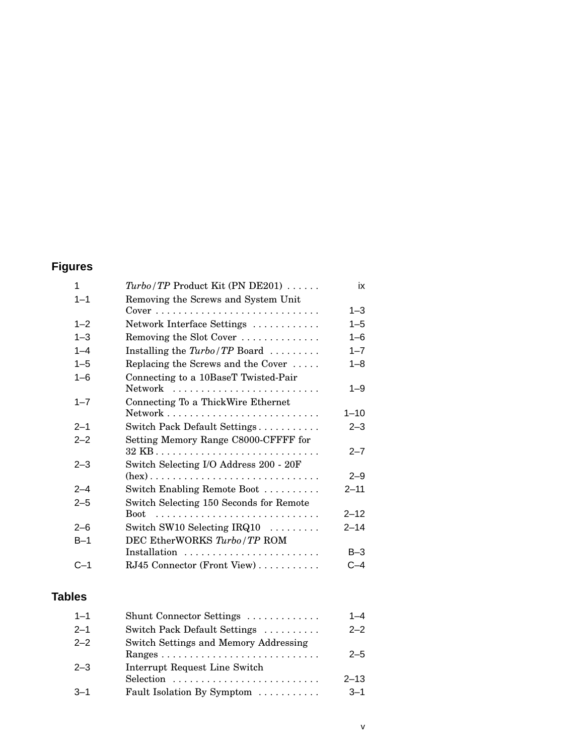## Figures

| | | |
|---|---|---|
| 1 | *Turbo/TP* Product Kit (PN DE201) | ix |
| 1–1 | Removing the Screws and System Unit Cover | 1–3 |
| 1–2 | Network Interface Settings | 1–5 |
| 1–3 | Removing the Slot Cover | 1–6 |
| 1–4 | Installing the *Turbo/TP* Board | 1–7 |
| 1–5 | Replacing the Screws and the Cover | 1–8 |
| 1–6 | Connecting to a 10BaseT Twisted-Pair Network | 1–9 |
| 1–7 | Connecting To a ThickWire Ethernet Network | 1–10 |
| 2–1 | Switch Pack Default Settings | 2–3 |
| 2–2 | Setting Memory Range C8000-CFFFF for 32 KB | 2–7 |
| 2–3 | Switch Selecting I/O Address 200 - 20F (hex) | 2–9 |
| 2–4 | Switch Enabling Remote Boot | 2–11 |
| 2–5 | Switch Selecting 150 Seconds for Remote Boot | 2–12 |
| 2–6 | Switch SW10 Selecting IRQ10 | 2–14 |
| B–1 | DEC EtherWORKS *Turbo/TP* ROM Installation | B–3 |
| C–1 | RJ45 Connector (Front View) | C–4 |

## Tables

| | | |
|---|---|---|
| 1–1 | Shunt Connector Settings | 1–4 |
| 2–1 | Switch Pack Default Settings | 2–2 |
| 2–2 | Switch Settings and Memory Addressing Ranges | 2–5 |
| 2–3 | Interrupt Request Line Switch Selection | 2–13 |
| 3–1 | Fault Isolation By Symptom | 3–1 |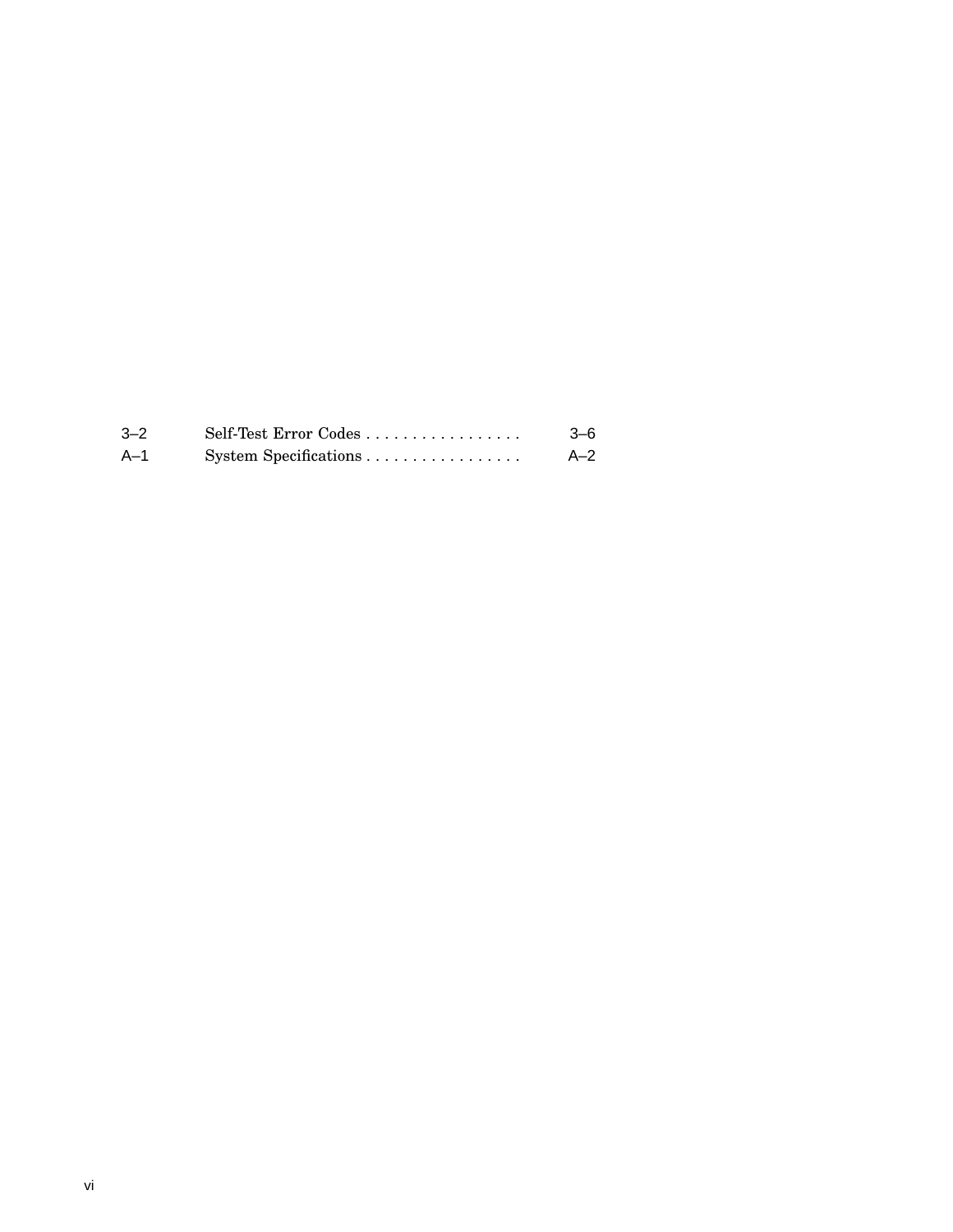| | | |
|---|---|---|
| 3–2 | Self-Test Error Codes . . . . . . . . . . . . . . . . . | 3–6 |
| A–1 | System Specifications . . . . . . . . . . . . . . . . . | A–2 |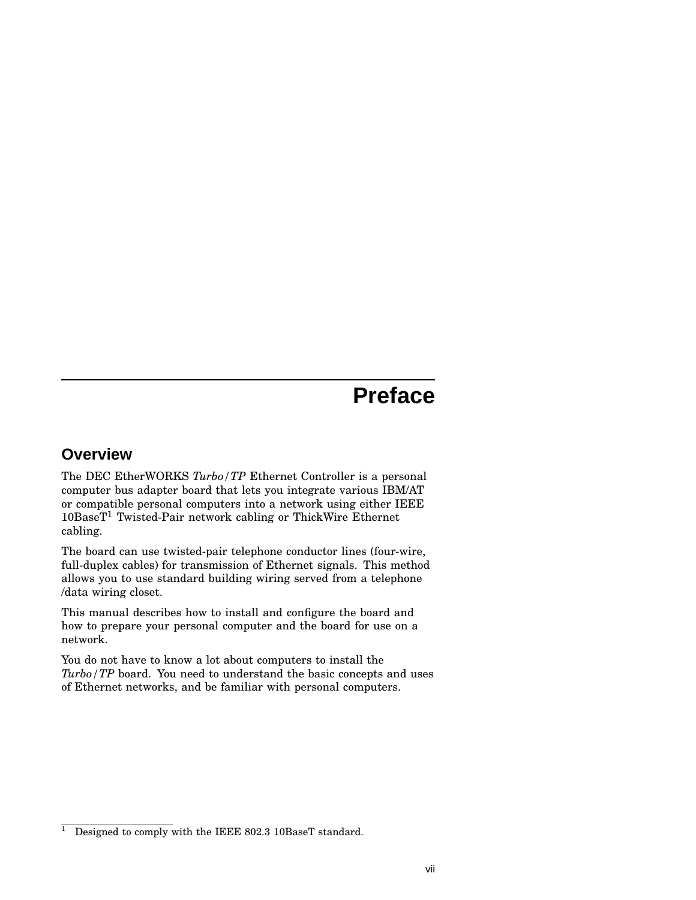# Preface

## Overview

The DEC EtherWORKS *Turbo/TP* Ethernet Controller is a personal computer bus adapter board that lets you integrate various IBM/AT or compatible personal computers into a network using either IEEE 10BaseT[1] Twisted-Pair network cabling or ThickWire Ethernet cabling.

The board can use twisted-pair telephone conductor lines (four-wire, full-duplex cables) for transmission of Ethernet signals. This method allows you to use standard building wiring served from a telephone /data wiring closet.

This manual describes how to install and configure the board and how to prepare your personal computer and the board for use on a network.

You do not have to know a lot about computers to install the *Turbo/TP* board. You need to understand the basic concepts and uses of Ethernet networks, and be familiar with personal computers.

[1] Designed to comply with the IEEE 802.3 10BaseT standard.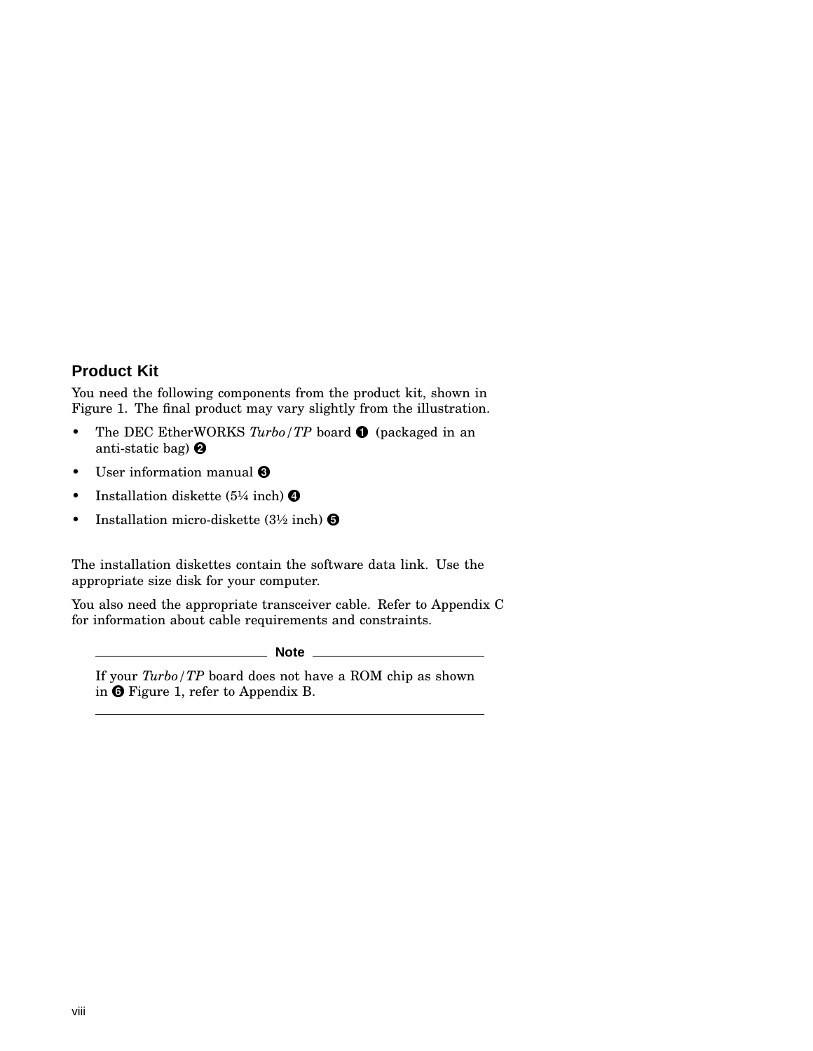## Product Kit

You need the following components from the product kit, shown in Figure 1. The final product may vary slightly from the illustration.

- The DEC EtherWORKS *Turbo/TP* board ❶ (packaged in an anti-static bag) ❷
- User information manual ❸
- Installation diskette (5¼ inch) ❹
- Installation micro-diskette (3½ inch) ❺

The installation diskettes contain the software data link. Use the appropriate size disk for your computer.

You also need the appropriate transceiver cable. Refer to Appendix C for information about cable requirements and constraints.

---

**Note**

If your *Turbo/TP* board does not have a ROM chip as shown in ❻ Figure 1, refer to Appendix B.

---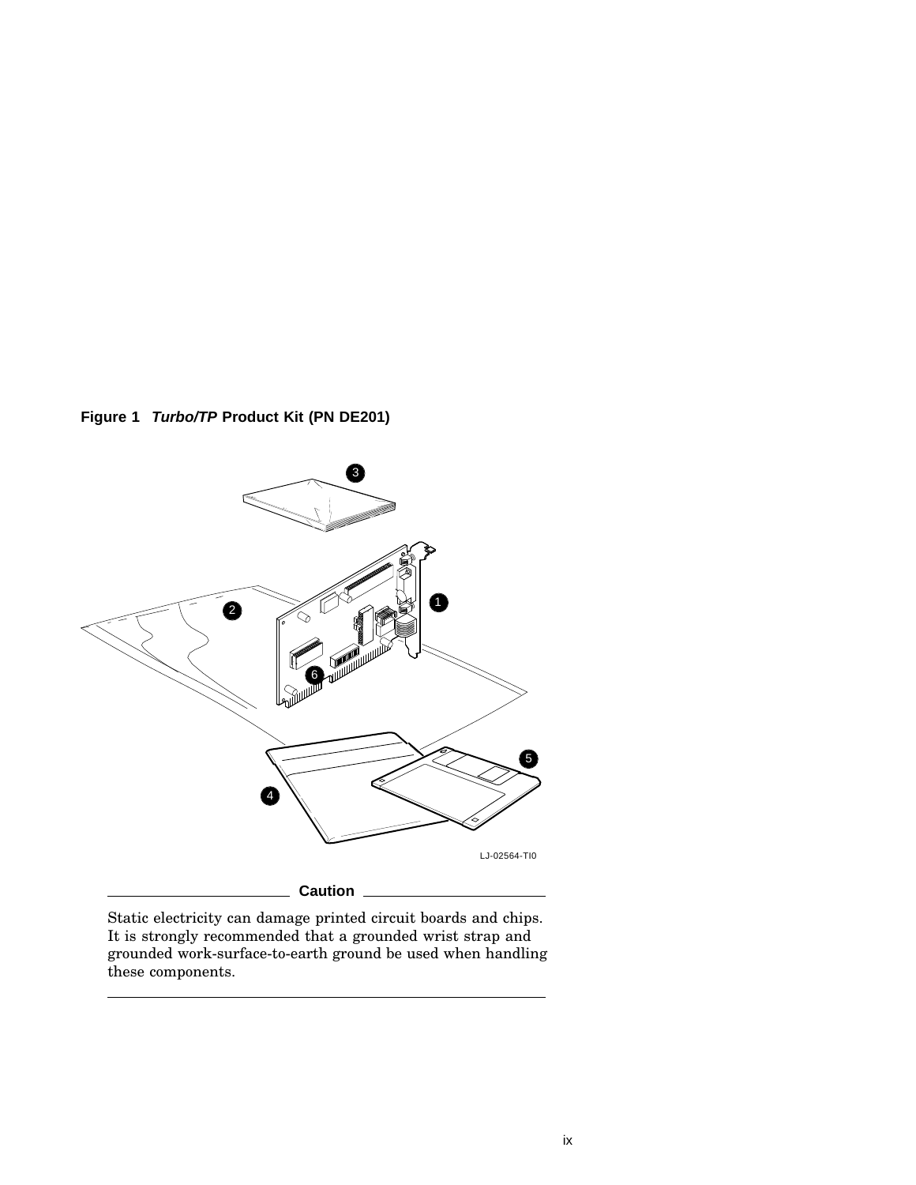**Figure 1** ***Turbo/TP*** **Product Kit (PN DE201)**

LJ-02564-TI0

**Caution**

Static electricity can damage printed circuit boards and chips. It is strongly recommended that a grounded wrist strap and grounded work-surface-to-earth ground be used when handling these components.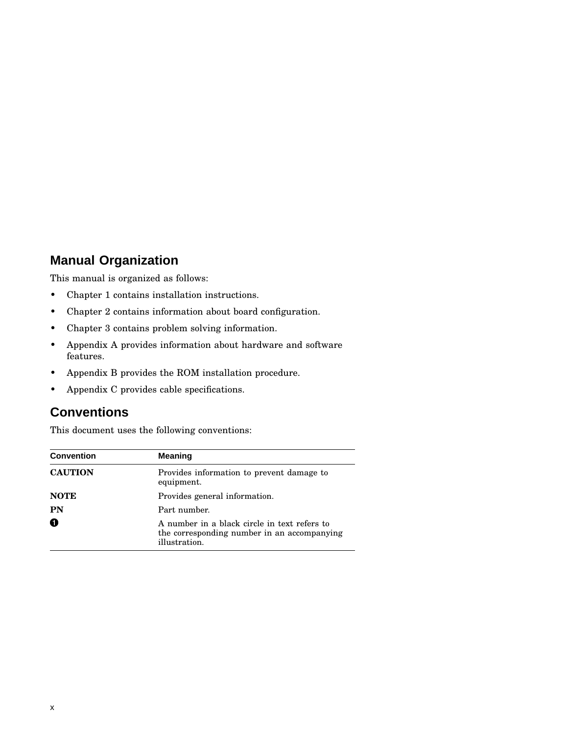## Manual Organization

This manual is organized as follows:

- Chapter 1 contains installation instructions.
- Chapter 2 contains information about board configuration.
- Chapter 3 contains problem solving information.
- Appendix A provides information about hardware and software features.
- Appendix B provides the ROM installation procedure.
- Appendix C provides cable specifications.

## Conventions

This document uses the following conventions:

| Convention | Meaning |
| --- | --- |
| **CAUTION** | Provides information to prevent damage to equipment. |
| **NOTE** | Provides general information. |
| **PN** | Part number. |
| ❶ | A number in a black circle in text refers to the corresponding number in an accompanying illustration. |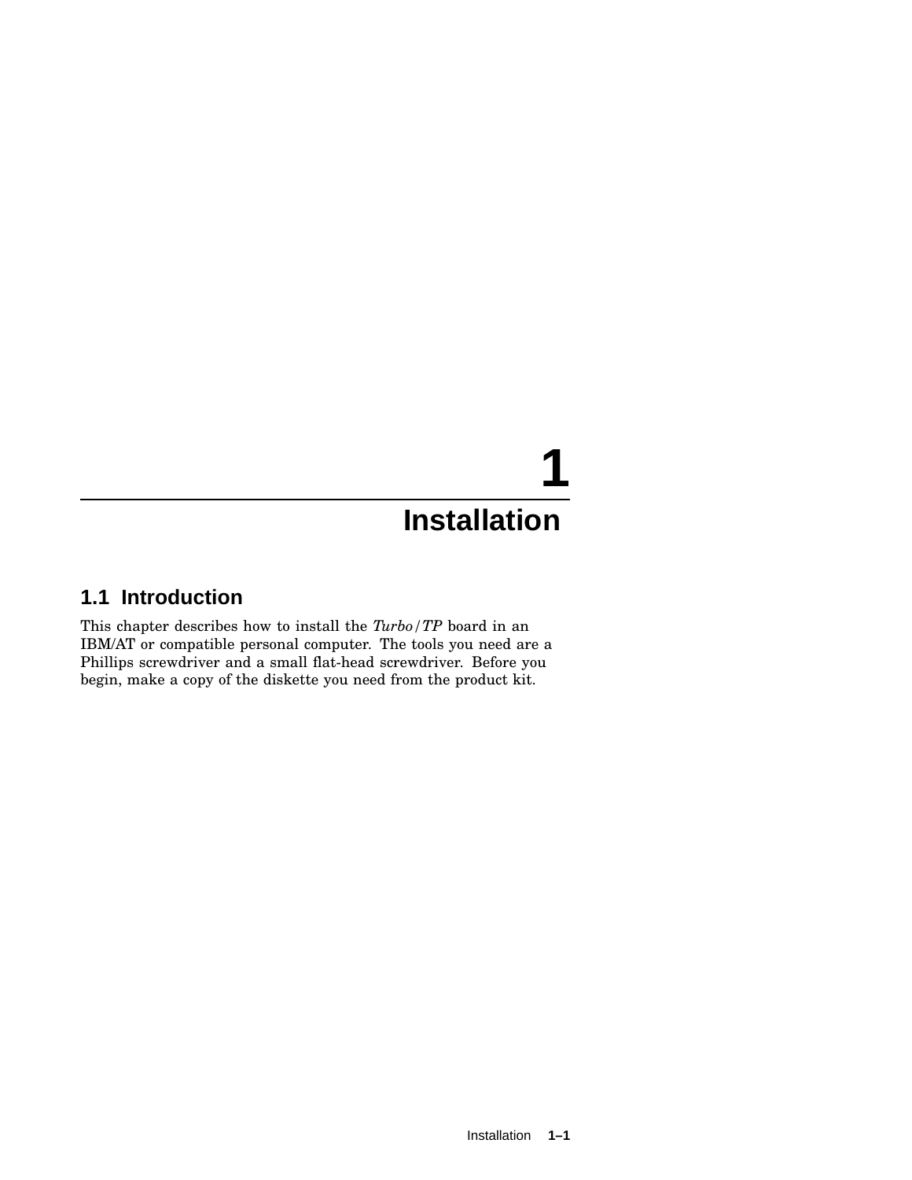# 1 Installation

## 1.1 Introduction

This chapter describes how to install the *Turbo/TP* board in an IBM/AT or compatible personal computer. The tools you need are a Phillips screwdriver and a small flat-head screwdriver. Before you begin, make a copy of the diskette you need from the product kit.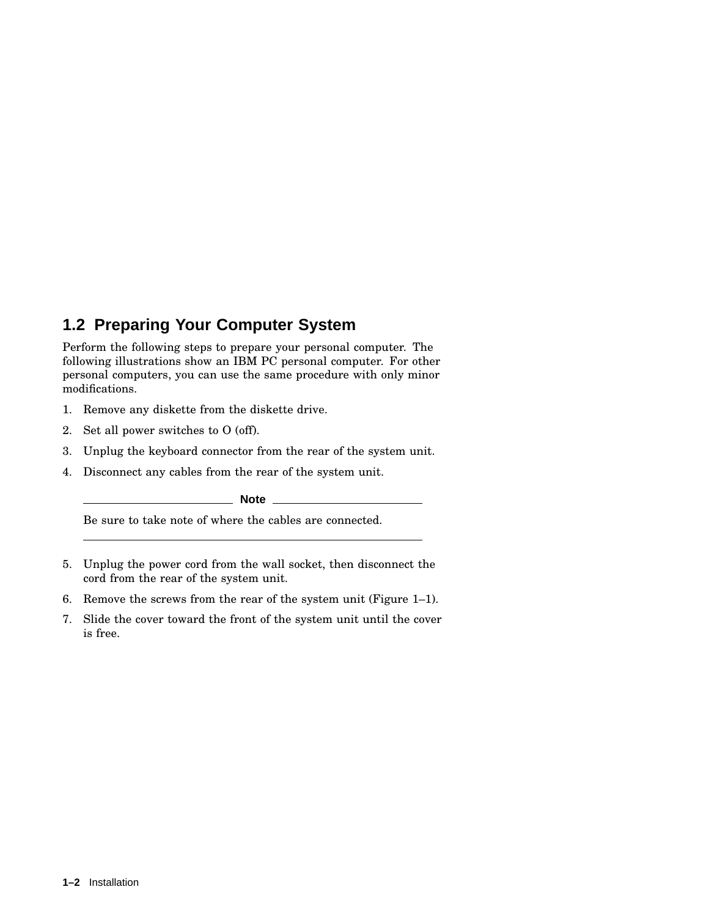## 1.2 Preparing Your Computer System

Perform the following steps to prepare your personal computer. The following illustrations show an IBM PC personal computer. For other personal computers, you can use the same procedure with only minor modifications.

1. Remove any diskette from the diskette drive.
2. Set all power switches to O (off).
3. Unplug the keyboard connector from the rear of the system unit.
4. Disconnect any cables from the rear of the system unit.

   **Note**

   Be sure to take note of where the cables are connected.

5. Unplug the power cord from the wall socket, then disconnect the cord from the rear of the system unit.
6. Remove the screws from the rear of the system unit (Figure 1–1).
7. Slide the cover toward the front of the system unit until the cover is free.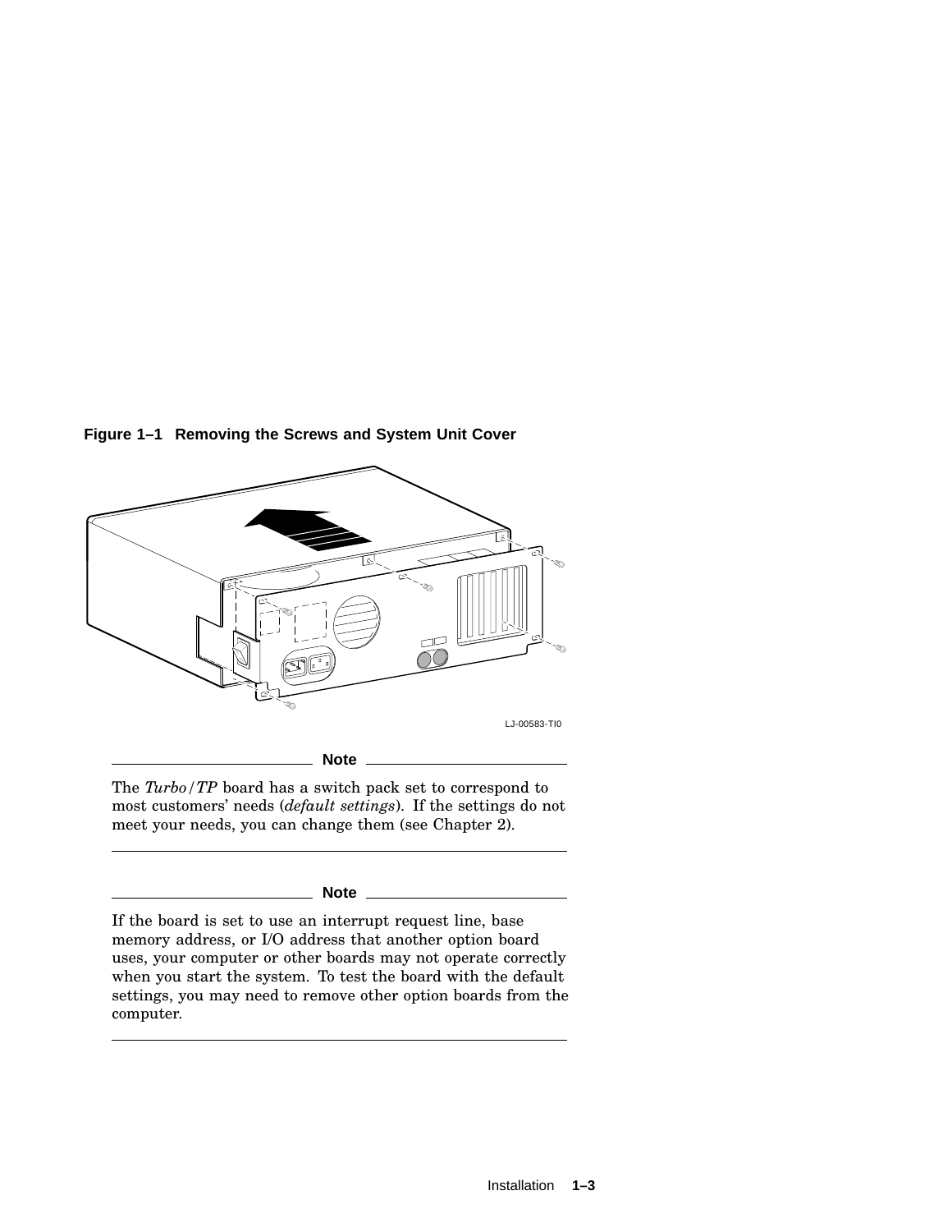**Figure 1–1 Removing the Screws and System Unit Cover**

LJ-00583-TI0

**Note**

The *Turbo/TP* board has a switch pack set to correspond to most customers' needs (*default settings*). If the settings do not meet your needs, you can change them (see Chapter 2).

**Note**

If the board is set to use an interrupt request line, base memory address, or I/O address that another option board uses, your computer or other boards may not operate correctly when you start the system. To test the board with the default settings, you may need to remove other option boards from the computer.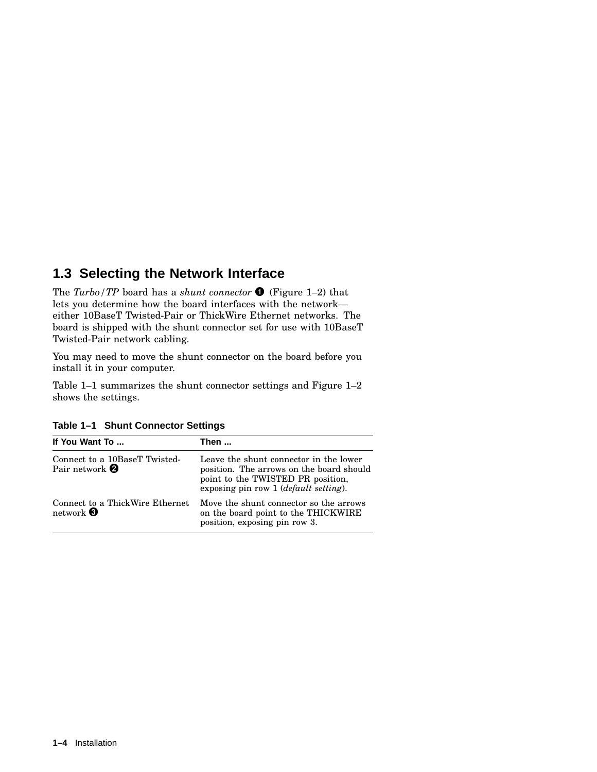## 1.3 Selecting the Network Interface

The *Turbo/TP* board has a *shunt connector* ❶ (Figure 1–2) that lets you determine how the board interfaces with the network—either 10BaseT Twisted-Pair or ThickWire Ethernet networks. The board is shipped with the shunt connector set for use with 10BaseT Twisted-Pair network cabling.

You may need to move the shunt connector on the board before you install it in your computer.

Table 1–1 summarizes the shunt connector settings and Figure 1–2 shows the settings.

**Table 1–1 Shunt Connector Settings**

| If You Want To ... | Then ... |
| --- | --- |
| Connect to a 10BaseT Twisted-Pair network ❷ | Leave the shunt connector in the lower position. The arrows on the board should point to the TWISTED PR position, exposing pin row 1 (*default setting*). |
| Connect to a ThickWire Ethernet network ❸ | Move the shunt connector so the arrows on the board point to the THICKWIRE position, exposing pin row 3. |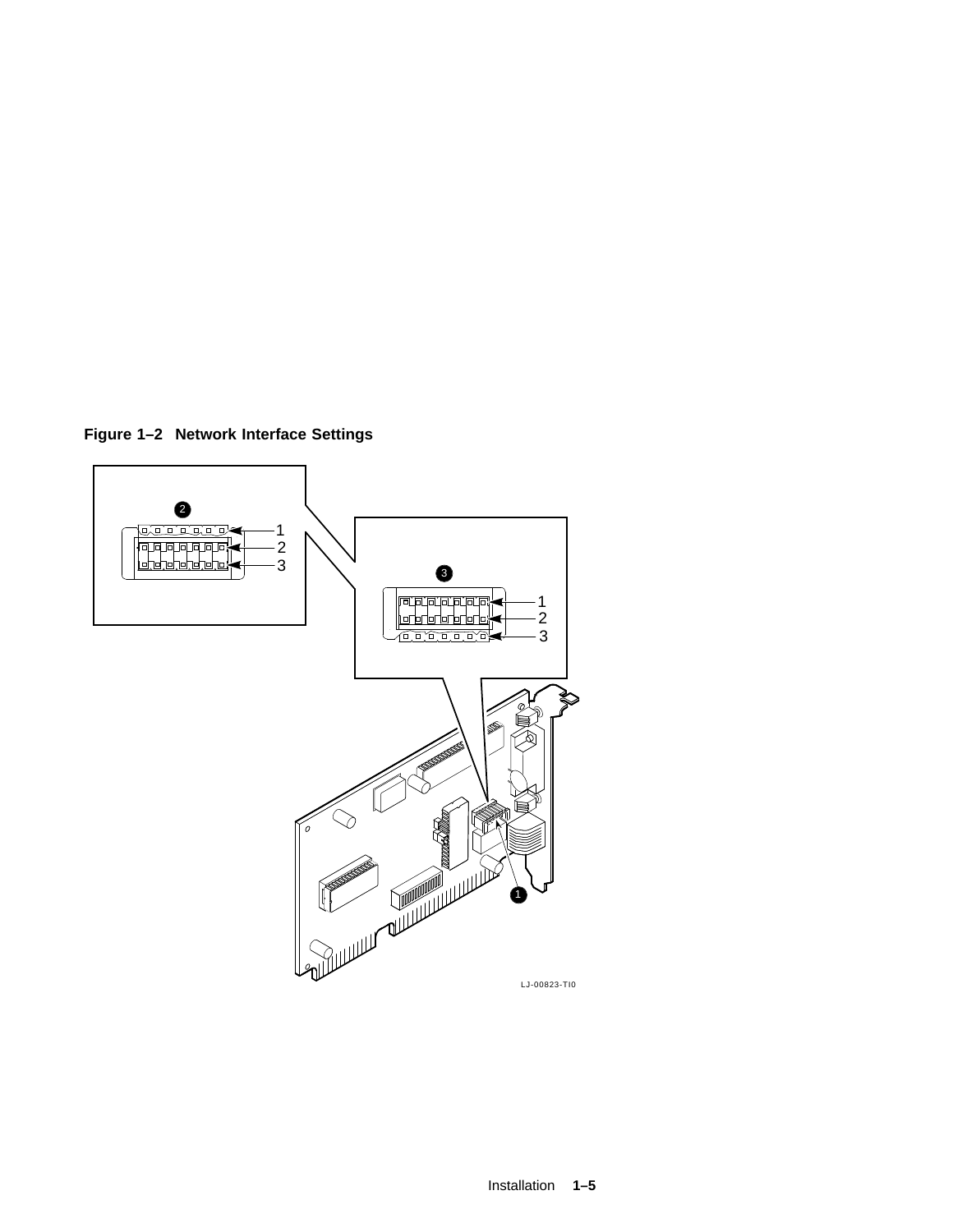**Figure 1–2 Network Interface Settings**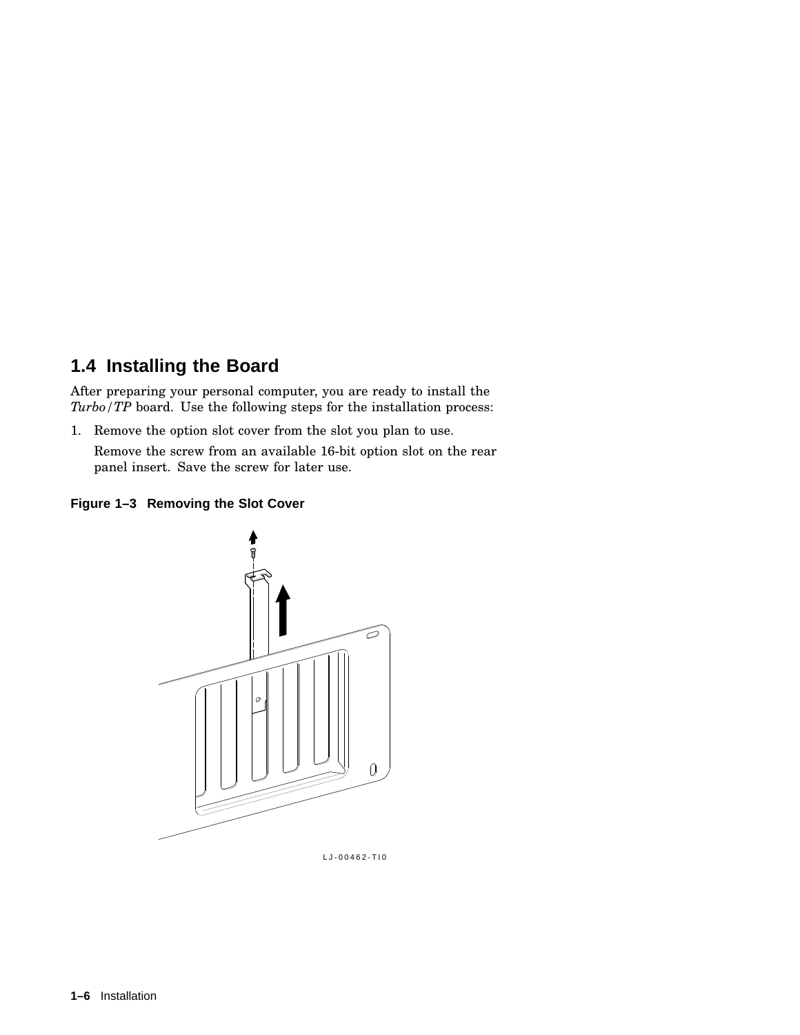## 1.4 Installing the Board

After preparing your personal computer, you are ready to install the *Turbo/TP* board. Use the following steps for the installation process:

1. Remove the option slot cover from the slot you plan to use.

   Remove the screw from an available 16-bit option slot on the rear panel insert. Save the screw for later use.

**Figure 1–3 Removing the Slot Cover**

LJ-00462-TI0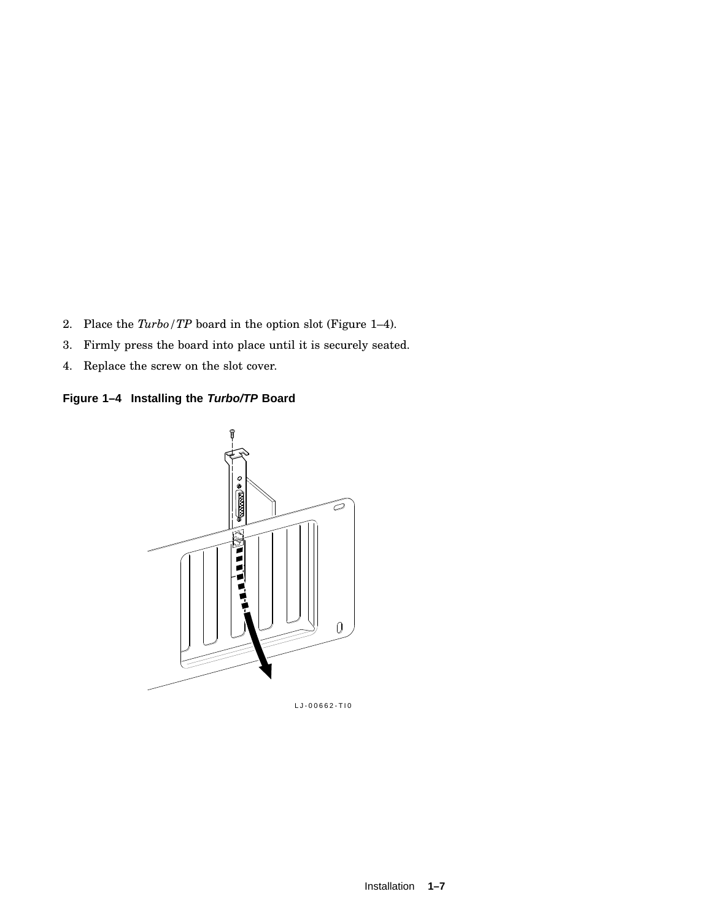2. Place the *Turbo/TP* board in the option slot (Figure 1–4).
3. Firmly press the board into place until it is securely seated.
4. Replace the screw on the slot cover.

**Figure 1–4 Installing the *Turbo/TP* Board**

LJ-00662-TI0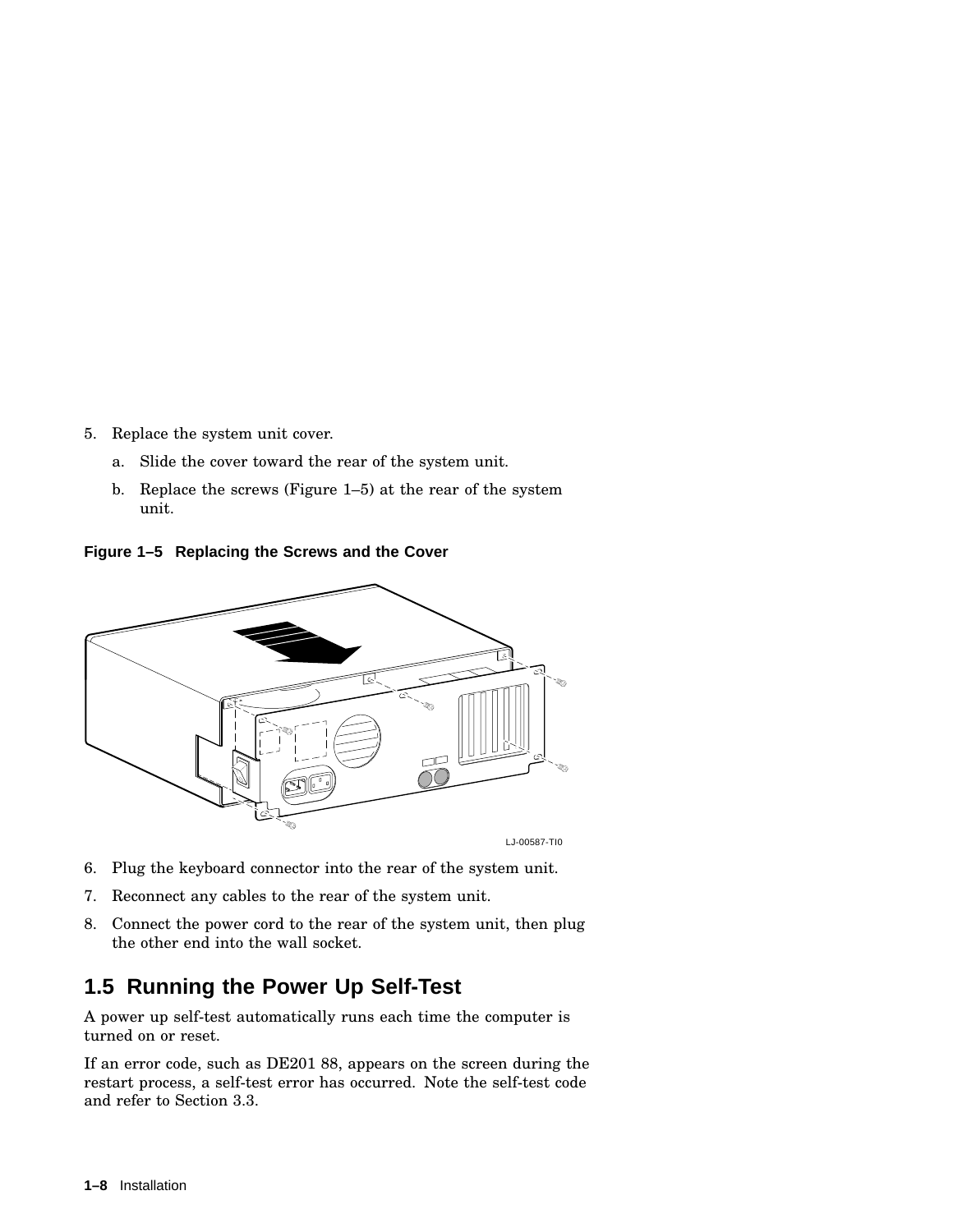5. Replace the system unit cover.

   a. Slide the cover toward the rear of the system unit.

   b. Replace the screws (Figure 1–5) at the rear of the system unit.

**Figure 1–5 Replacing the Screws and the Cover**

LJ-00587-TI0

6. Plug the keyboard connector into the rear of the system unit.
7. Reconnect any cables to the rear of the system unit.
8. Connect the power cord to the rear of the system unit, then plug the other end into the wall socket.

## 1.5 Running the Power Up Self-Test

A power up self-test automatically runs each time the computer is turned on or reset.

If an error code, such as DE201 88, appears on the screen during the restart process, a self-test error has occurred. Note the self-test code and refer to Section 3.3.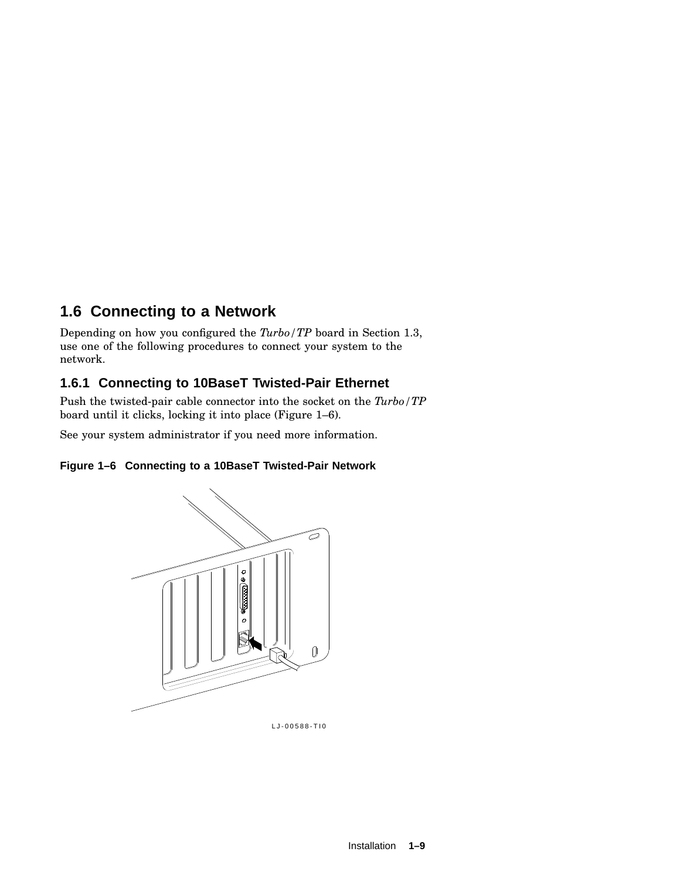## 1.6 Connecting to a Network

Depending on how you configured the *Turbo*/*TP* board in Section 1.3, use one of the following procedures to connect your system to the network.

### 1.6.1 Connecting to 10BaseT Twisted-Pair Ethernet

Push the twisted-pair cable connector into the socket on the *Turbo*/*TP* board until it clicks, locking it into place (Figure 1–6).

See your system administrator if you need more information.

**Figure 1–6 Connecting to a 10BaseT Twisted-Pair Network**

LJ-00588-TI0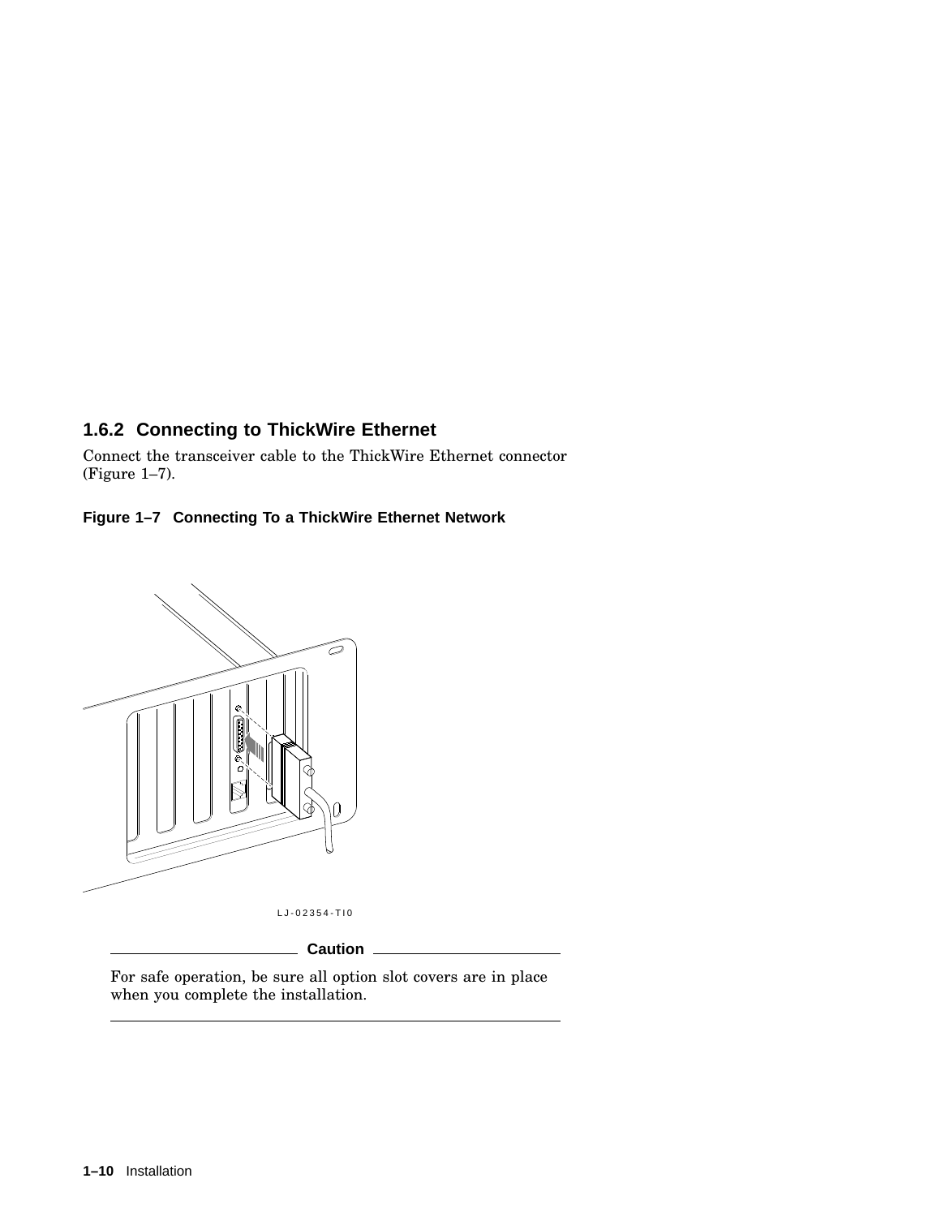### 1.6.2 Connecting to ThickWire Ethernet

Connect the transceiver cable to the ThickWire Ethernet connector (Figure 1–7).

**Figure 1–7 Connecting To a ThickWire Ethernet Network**

LJ-02354-TI0

**Caution**

For safe operation, be sure all option slot covers are in place when you complete the installation.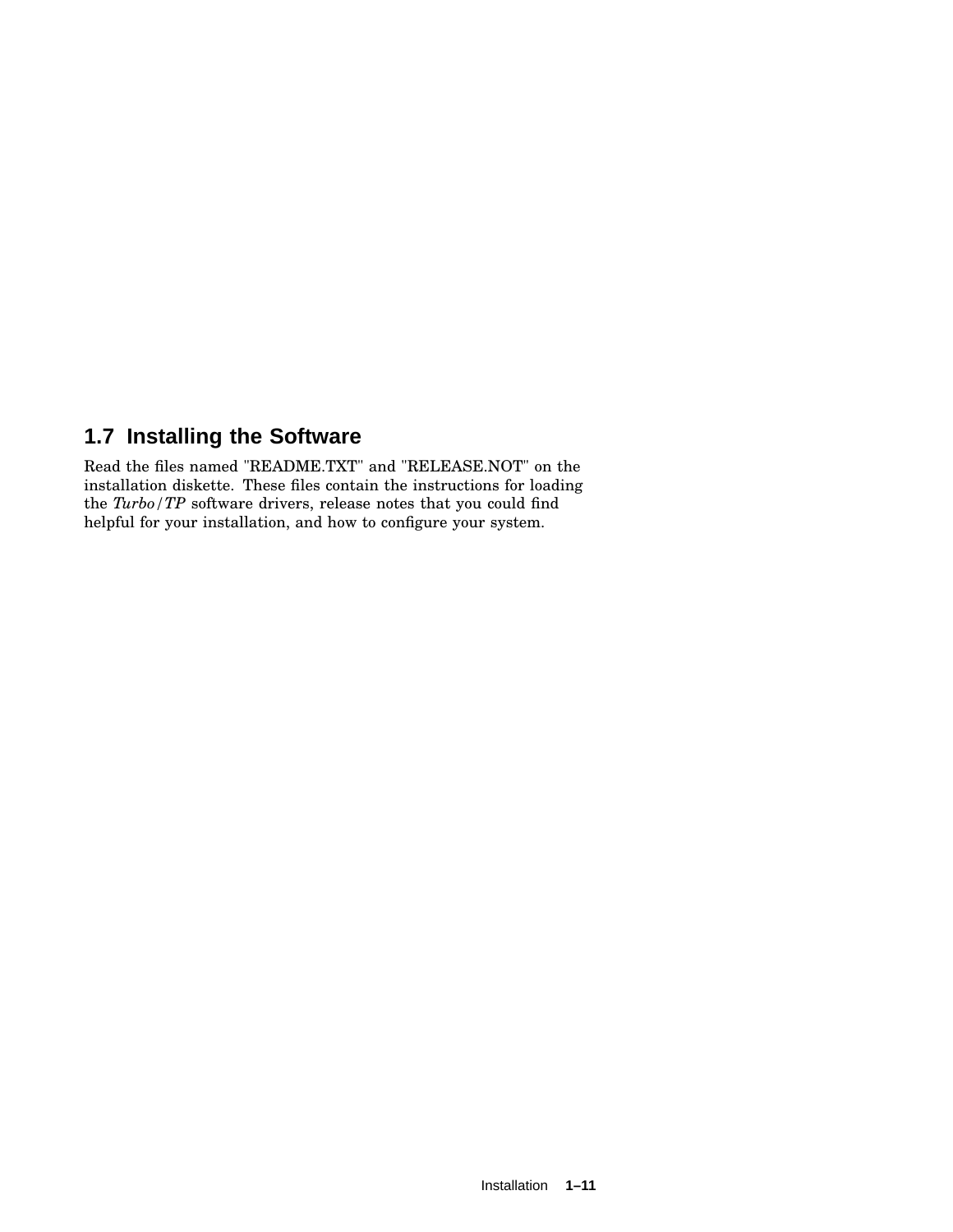## 1.7 Installing the Software

Read the files named "README.TXT" and "RELEASE.NOT" on the installation diskette. These files contain the instructions for loading the *Turbo/TP* software drivers, release notes that you could find helpful for your installation, and how to configure your system.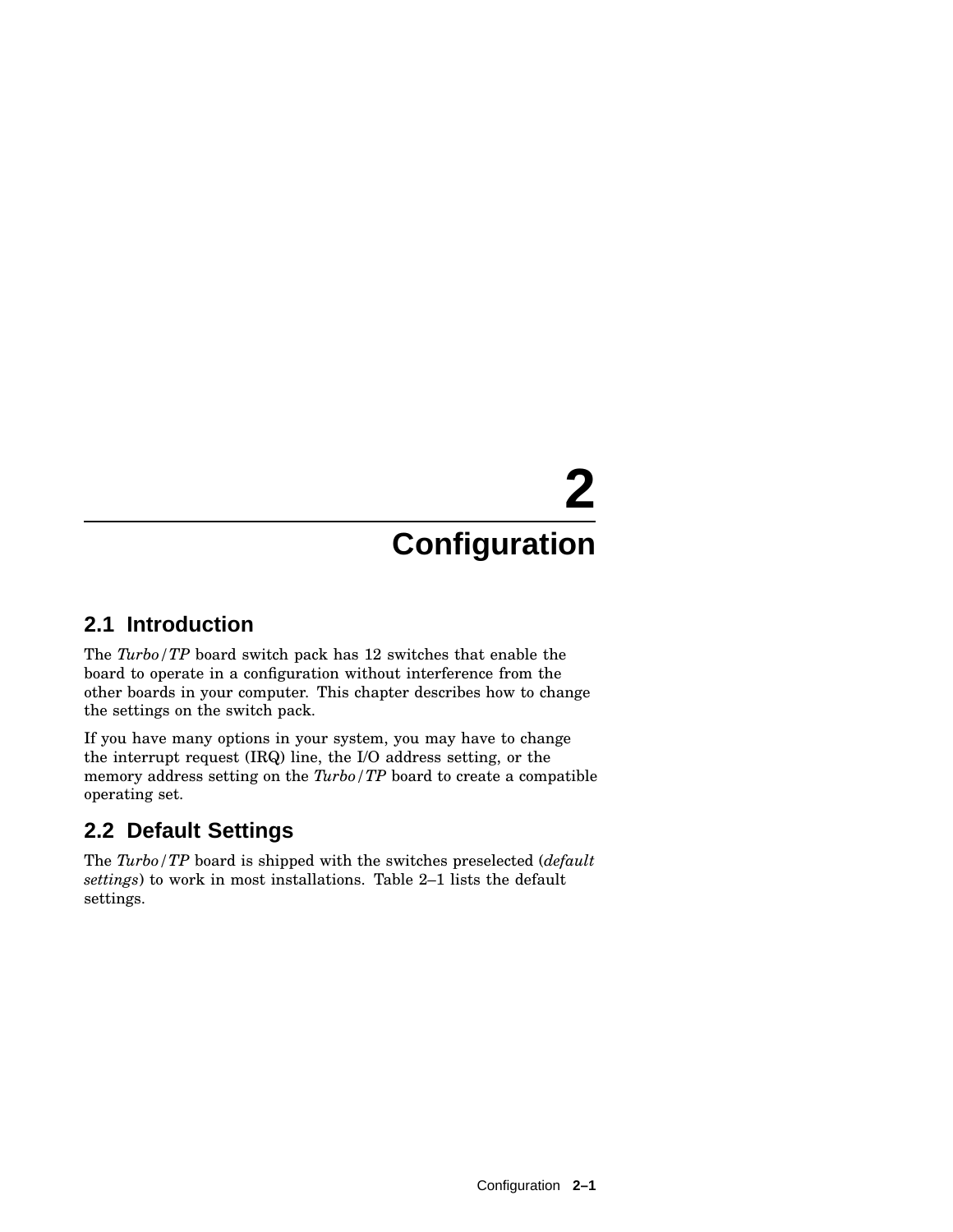# 2 Configuration

## 2.1 Introduction

The *Turbo/TP* board switch pack has 12 switches that enable the board to operate in a configuration without interference from the other boards in your computer. This chapter describes how to change the settings on the switch pack.

If you have many options in your system, you may have to change the interrupt request (IRQ) line, the I/O address setting, or the memory address setting on the *Turbo/TP* board to create a compatible operating set.

## 2.2 Default Settings

The *Turbo/TP* board is shipped with the switches preselected (*default settings*) to work in most installations. Table 2–1 lists the default settings.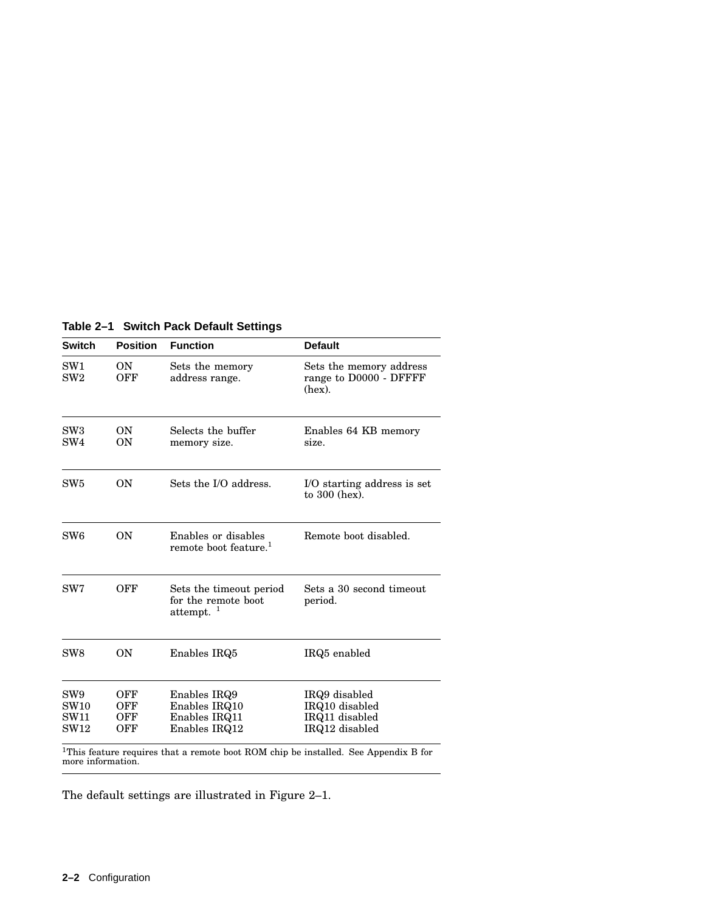**Table 2–1 Switch Pack Default Settings**

| Switch | Position | Function | Default |
|---|---|---|---|
| SW1<br>SW2 | ON<br>OFF | Sets the memory address range. | Sets the memory address range to D0000 - DFFFF (hex). |
| SW3<br>SW4 | ON<br>ON | Selects the buffer memory size. | Enables 64 KB memory size. |
| SW5 | ON | Sets the I/O address. | I/O starting address is set to 300 (hex). |
| SW6 | ON | Enables or disables remote boot feature.[1] | Remote boot disabled. |
| SW7 | OFF | Sets the timeout period for the remote boot attempt. [1] | Sets a 30 second timeout period. |
| SW8 | ON | Enables IRQ5 | IRQ5 enabled |
| SW9<br>SW10<br>SW11<br>SW12 | OFF<br>OFF<br>OFF<br>OFF | Enables IRQ9<br>Enables IRQ10<br>Enables IRQ11<br>Enables IRQ12 | IRQ9 disabled<br>IRQ10 disabled<br>IRQ11 disabled<br>IRQ12 disabled |

[1]This feature requires that a remote boot ROM chip be installed. See Appendix B for more information.

The default settings are illustrated in Figure 2–1.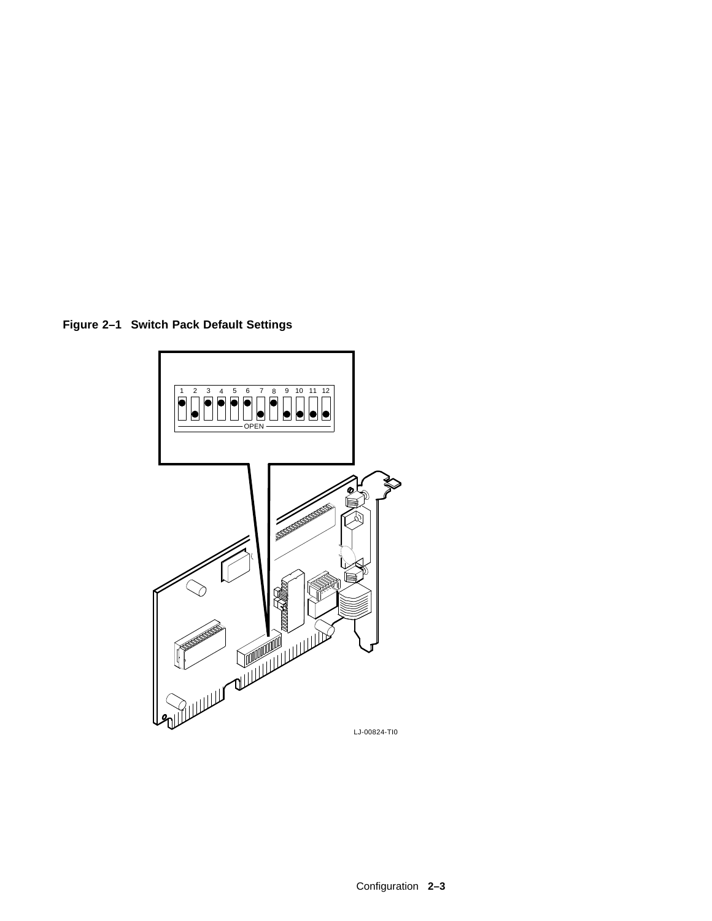**Figure 2–1 Switch Pack Default Settings**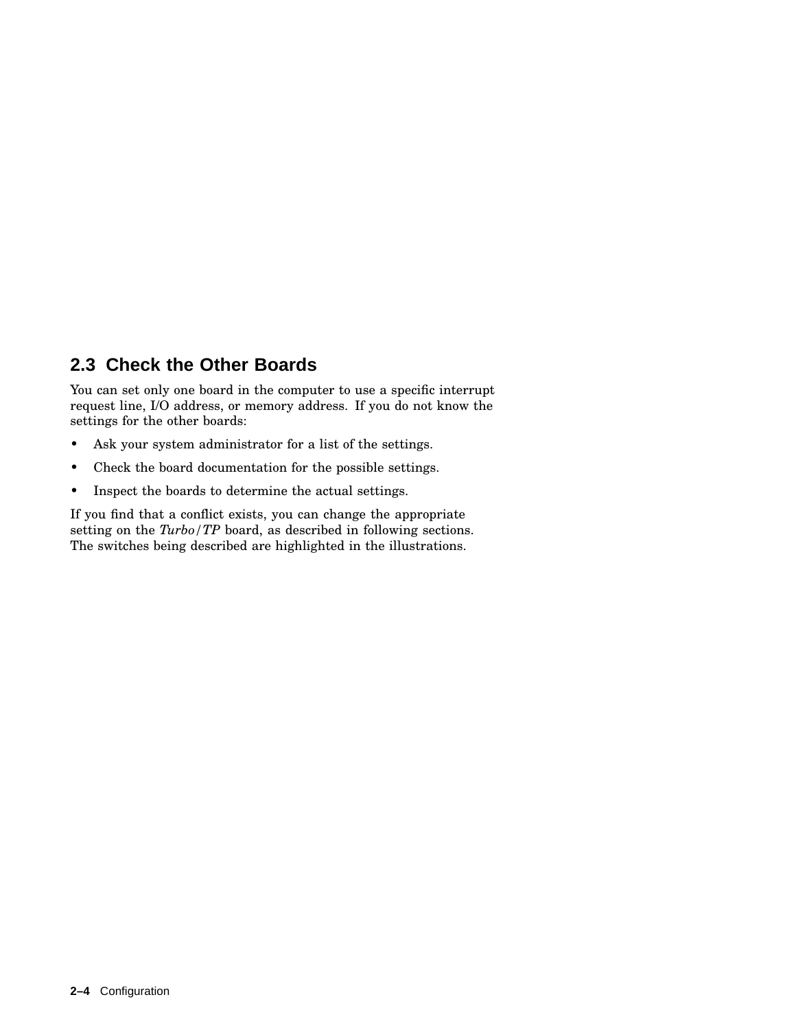## 2.3 Check the Other Boards

You can set only one board in the computer to use a specific interrupt request line, I/O address, or memory address. If you do not know the settings for the other boards:

- Ask your system administrator for a list of the settings.
- Check the board documentation for the possible settings.
- Inspect the boards to determine the actual settings.

If you find that a conflict exists, you can change the appropriate setting on the *Turbo/TP* board, as described in following sections. The switches being described are highlighted in the illustrations.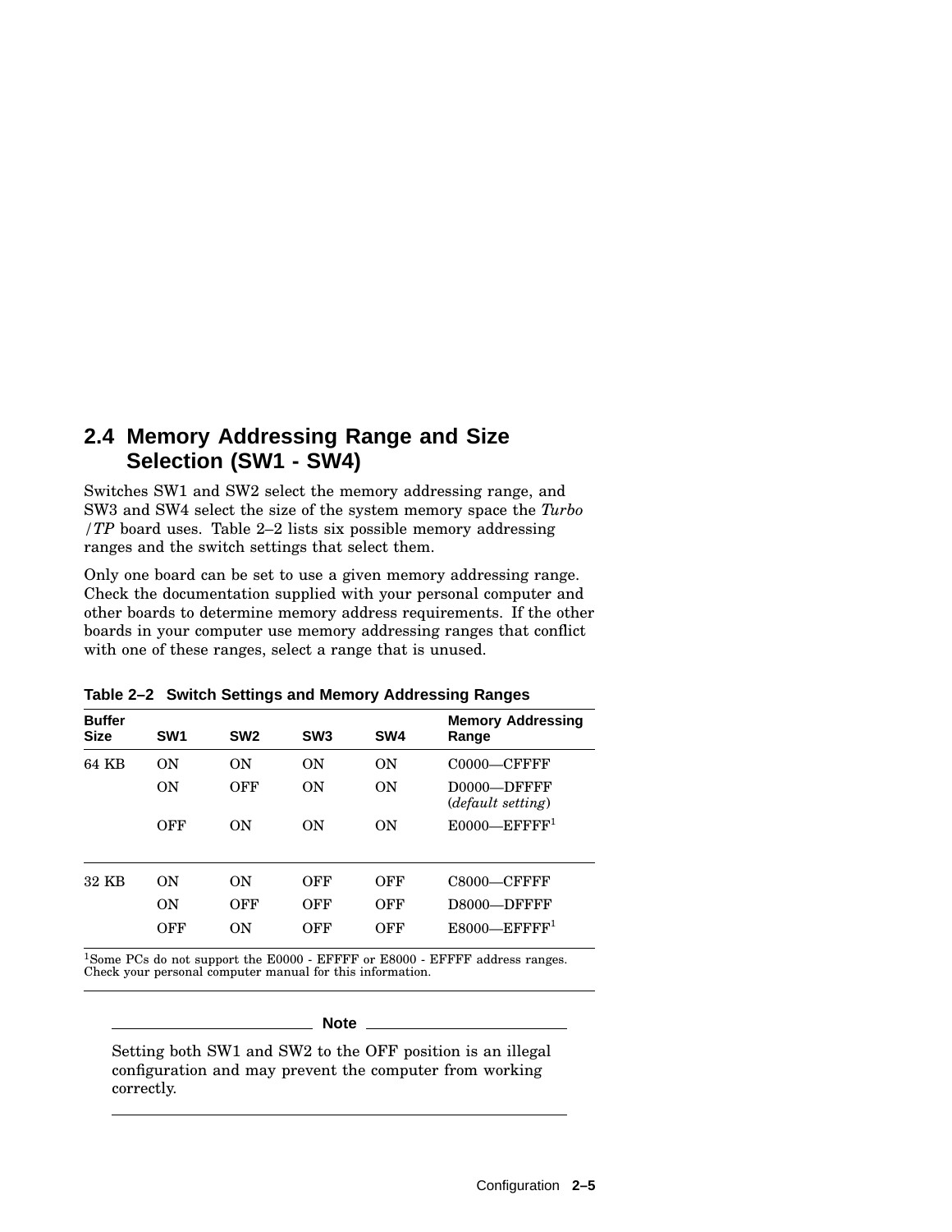## 2.4 Memory Addressing Range and Size Selection (SW1 - SW4)

Switches SW1 and SW2 select the memory addressing range, and SW3 and SW4 select the size of the system memory space the *Turbo /TP* board uses. Table 2–2 lists six possible memory addressing ranges and the switch settings that select them.

Only one board can be set to use a given memory addressing range. Check the documentation supplied with your personal computer and other boards to determine memory address requirements. If the other boards in your computer use memory addressing ranges that conflict with one of these ranges, select a range that is unused.

**Table 2–2 Switch Settings and Memory Addressing Ranges**

| Buffer Size | SW1 | SW2 | SW3 | SW4 | Memory Addressing Range |
|---|---|---|---|---|---|
| 64 KB | ON | ON | ON | ON | C0000—CFFFF |
| | ON | OFF | ON | ON | D0000—DFFFF (*default setting*) |
| | OFF | ON | ON | ON | E0000—EFFFF[1] |
| 32 KB | ON | ON | OFF | OFF | C8000—CFFFF |
| | ON | OFF | OFF | OFF | D8000—DFFFF |
| | OFF | ON | OFF | OFF | E8000—EFFFF[1] |

[1]Some PCs do not support the E0000 - EFFFF or E8000 - EFFFF address ranges. Check your personal computer manual for this information.

**Note**

Setting both SW1 and SW2 to the OFF position is an illegal configuration and may prevent the computer from working correctly.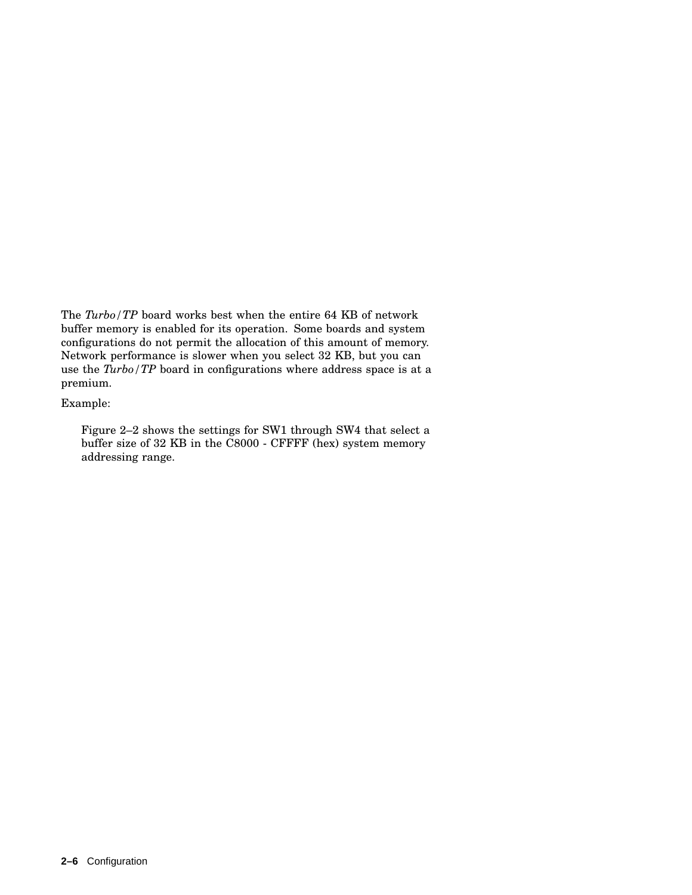The *Turbo/TP* board works best when the entire 64 KB of network buffer memory is enabled for its operation. Some boards and system configurations do not permit the allocation of this amount of memory. Network performance is slower when you select 32 KB, but you can use the *Turbo/TP* board in configurations where address space is at a premium.

Example:

> Figure 2–2 shows the settings for SW1 through SW4 that select a buffer size of 32 KB in the C8000 - CFFFF (hex) system memory addressing range.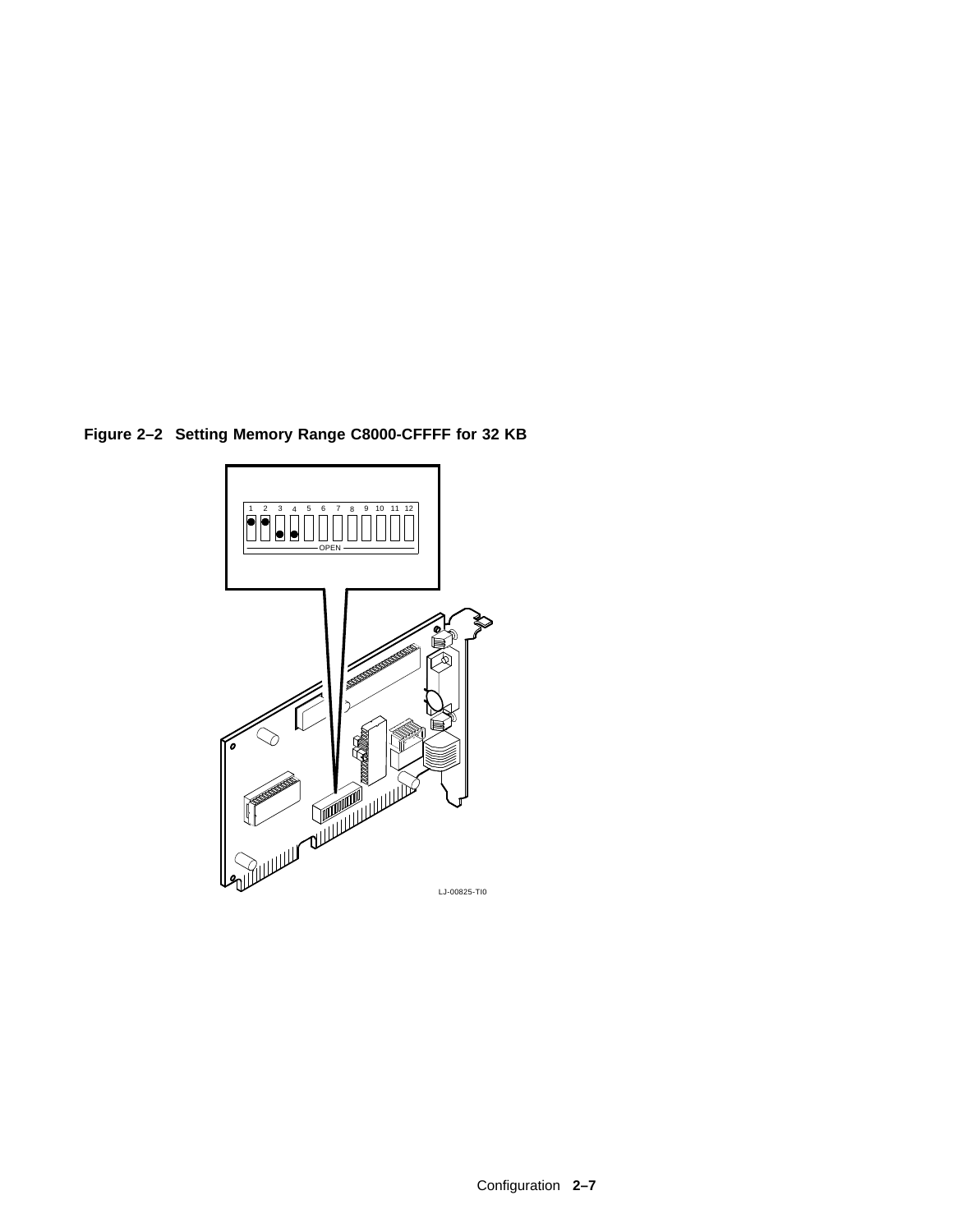**Figure 2–2 Setting Memory Range C8000-CFFFF for 32 KB**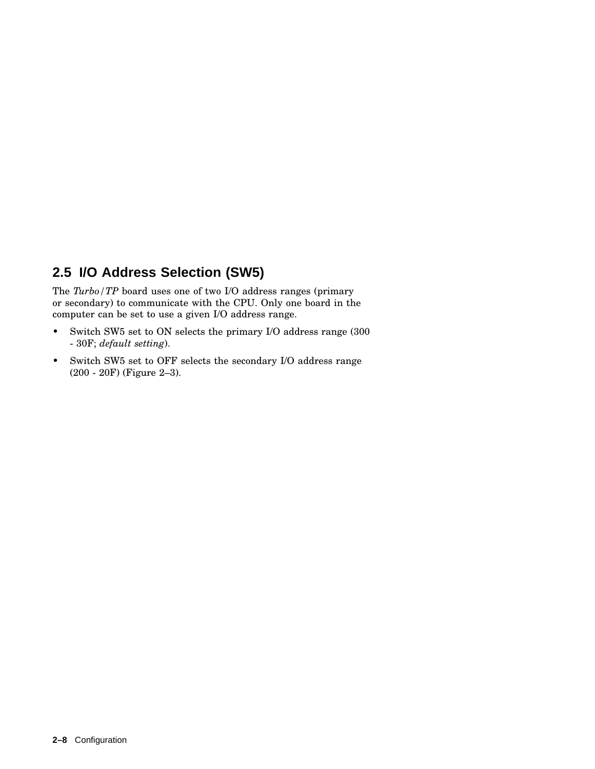## 2.5 I/O Address Selection (SW5)

The *Turbo/TP* board uses one of two I/O address ranges (primary or secondary) to communicate with the CPU. Only one board in the computer can be set to use a given I/O address range.

- Switch SW5 set to ON selects the primary I/O address range (300 - 30F; *default setting*).
- Switch SW5 set to OFF selects the secondary I/O address range (200 - 20F) (Figure 2–3).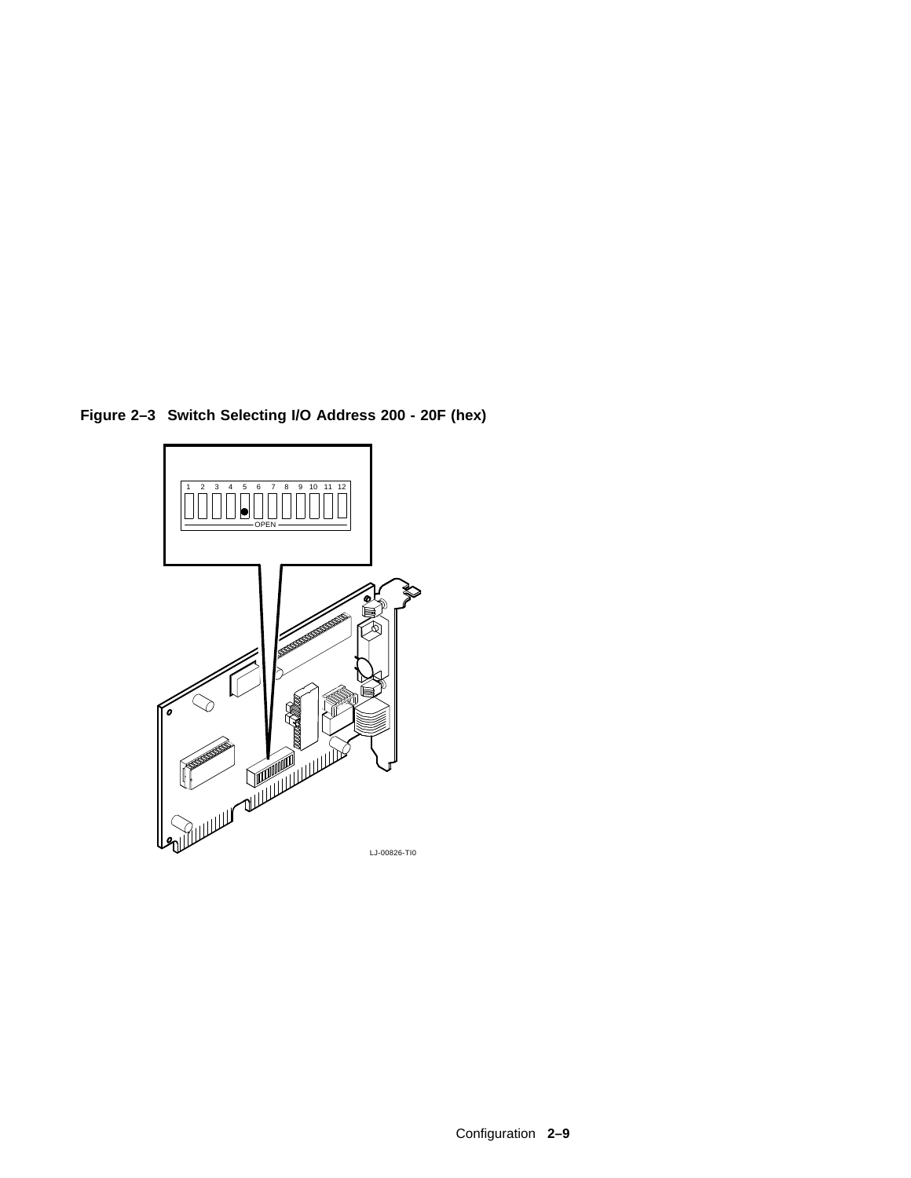**Figure 2–3 Switch Selecting I/O Address 200 - 20F (hex)**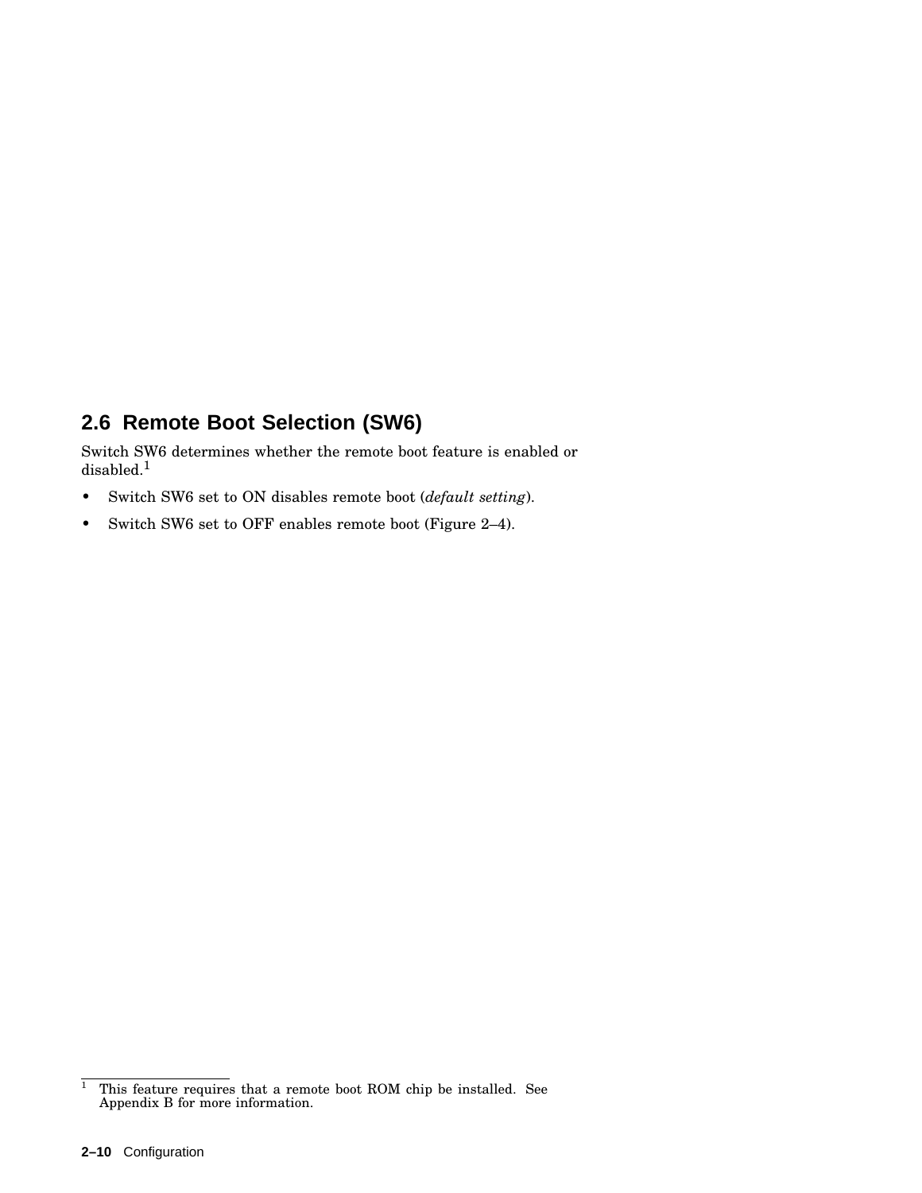## 2.6 Remote Boot Selection (SW6)

Switch SW6 determines whether the remote boot feature is enabled or disabled.[1]

- Switch SW6 set to ON disables remote boot (*default setting*).
- Switch SW6 set to OFF enables remote boot (Figure 2–4).

---

[1] This feature requires that a remote boot ROM chip be installed. See Appendix B for more information.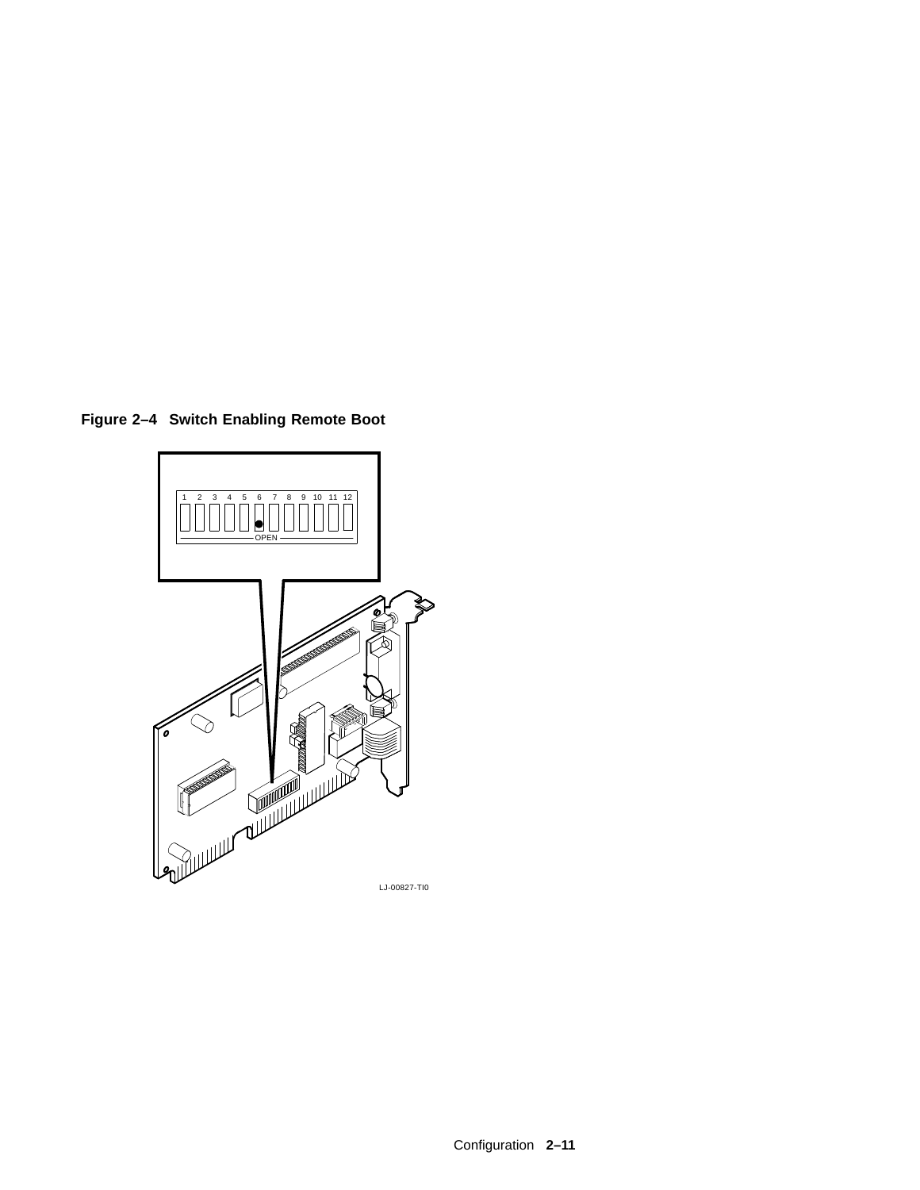**Figure 2–4 Switch Enabling Remote Boot**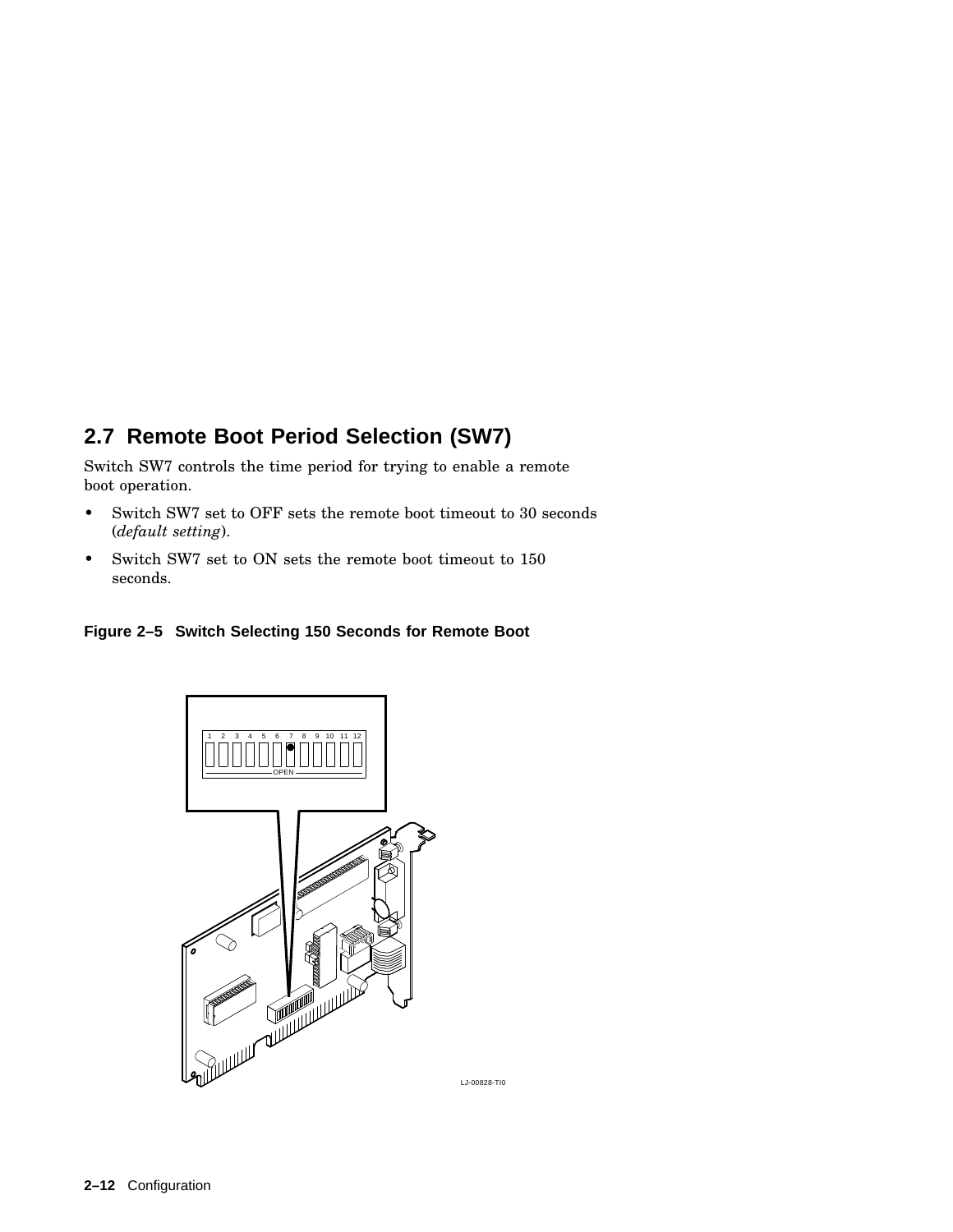## 2.7 Remote Boot Period Selection (SW7)

Switch SW7 controls the time period for trying to enable a remote boot operation.

- Switch SW7 set to OFF sets the remote boot timeout to 30 seconds (*default setting*).
- Switch SW7 set to ON sets the remote boot timeout to 150 seconds.

**Figure 2–5 Switch Selecting 150 Seconds for Remote Boot**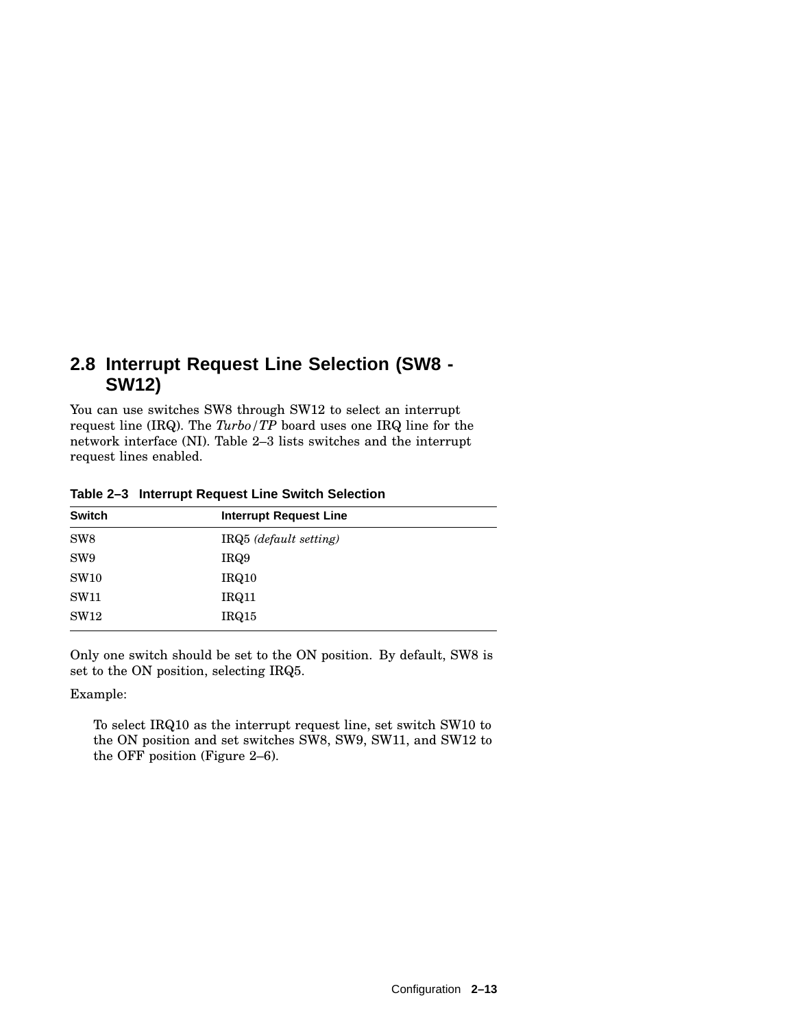## 2.8 Interrupt Request Line Selection (SW8 - SW12)

You can use switches SW8 through SW12 to select an interrupt request line (IRQ). The *Turbo/TP* board uses one IRQ line for the network interface (NI). Table 2–3 lists switches and the interrupt request lines enabled.

**Table 2–3 Interrupt Request Line Switch Selection**

| Switch | Interrupt Request Line |
|---|---|
| SW8 | IRQ5 *(default setting)* |
| SW9 | IRQ9 |
| SW10 | IRQ10 |
| SW11 | IRQ11 |
| SW12 | IRQ15 |

Only one switch should be set to the ON position. By default, SW8 is set to the ON position, selecting IRQ5.

Example:

> To select IRQ10 as the interrupt request line, set switch SW10 to the ON position and set switches SW8, SW9, SW11, and SW12 to the OFF position (Figure 2–6).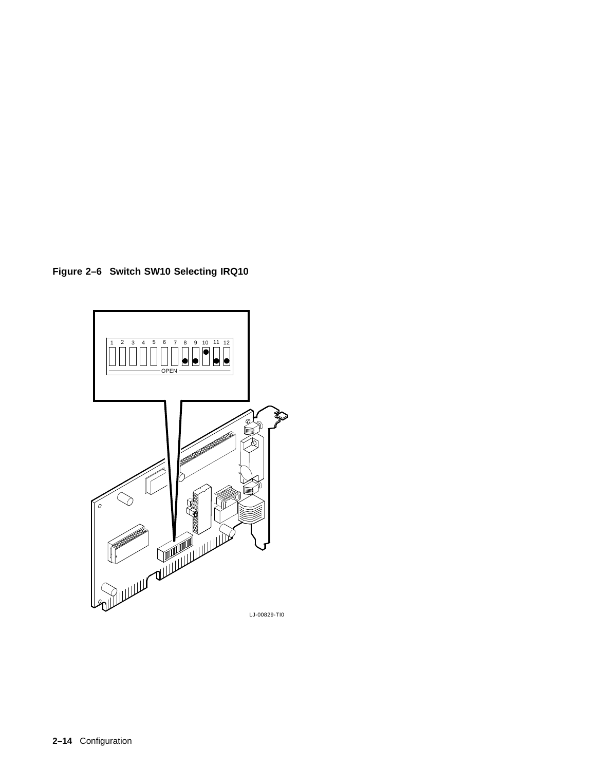**Figure 2–6 Switch SW10 Selecting IRQ10**

LJ-00829-TI0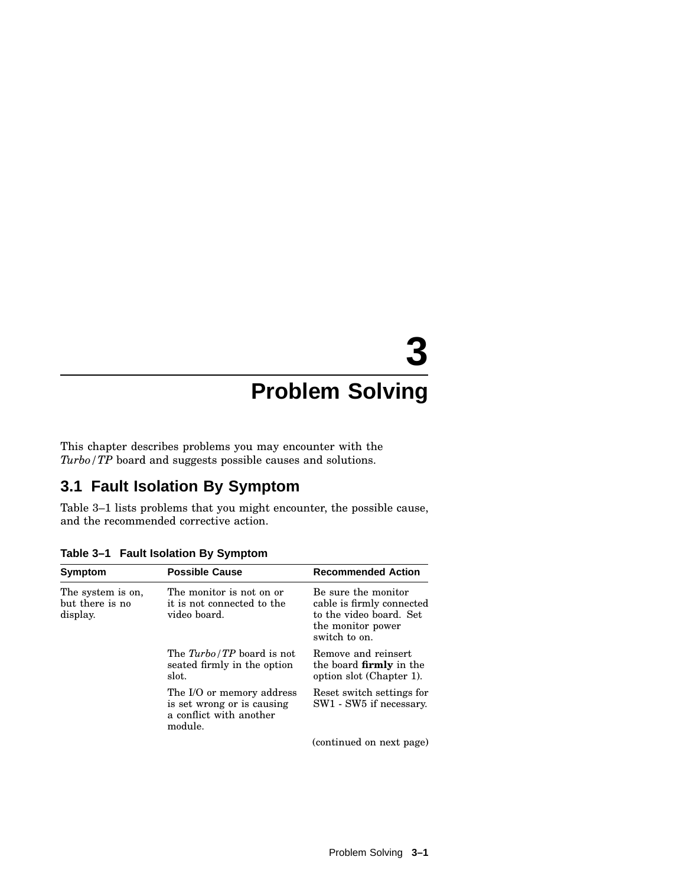# 3 Problem Solving

This chapter describes problems you may encounter with the *Turbo/TP* board and suggests possible causes and solutions.

## 3.1 Fault Isolation By Symptom

Table 3–1 lists problems that you might encounter, the possible cause, and the recommended corrective action.

**Table 3–1 Fault Isolation By Symptom**

| Symptom | Possible Cause | Recommended Action |
|---|---|---|
| The system is on, but there is no display. | The monitor is not on or it is not connected to the video board. | Be sure the monitor cable is firmly connected to the video board. Set the monitor power switch to on. |
| | The *Turbo/TP* board is not seated firmly in the option slot. | Remove and reinsert the board **firmly** in the option slot (Chapter 1). |
| | The I/O or memory address is set wrong or is causing a conflict with another module. | Reset switch settings for SW1 - SW5 if necessary. |

(continued on next page)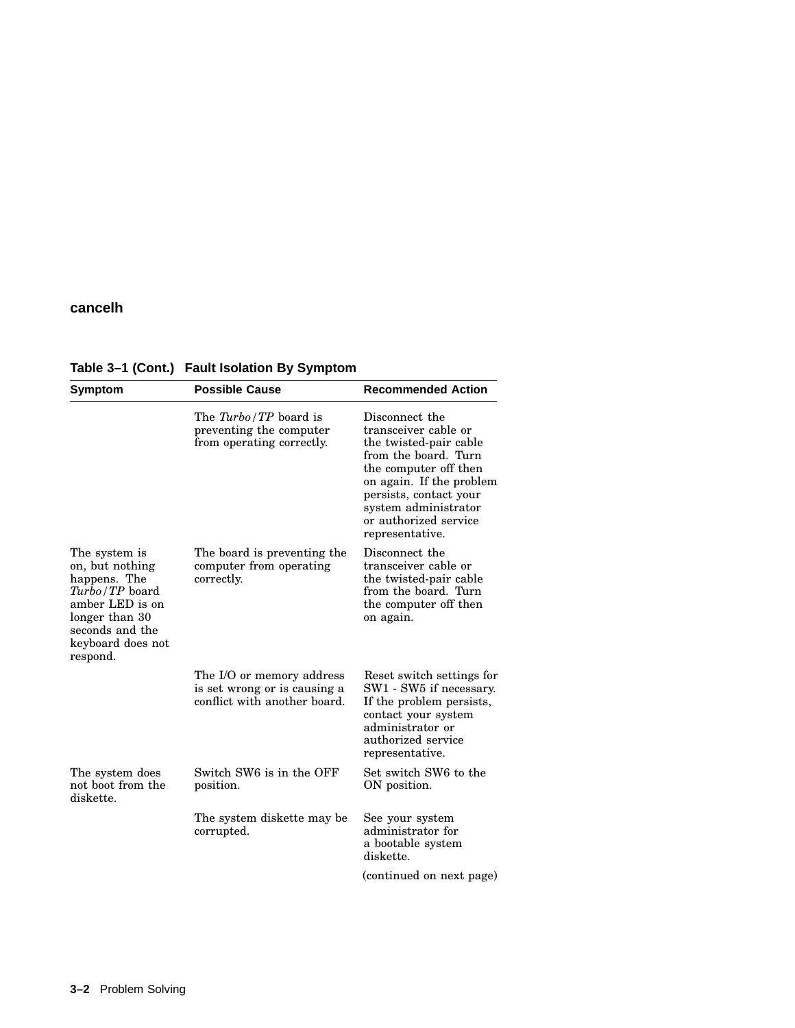**cancelh**

**Table 3–1 (Cont.) Fault Isolation By Symptom**

| Symptom | Possible Cause | Recommended Action |
| --- | --- | --- |
| | The *Turbo/TP* board is preventing the computer from operating correctly. | Disconnect the transceiver cable or the twisted-pair cable from the board. Turn the computer off then on again. If the problem persists, contact your system administrator or authorized service representative. |
| The system is on, but nothing happens. The *Turbo/TP* board amber LED is on longer than 30 seconds and the keyboard does not respond. | The board is preventing the computer from operating correctly. | Disconnect the transceiver cable or the twisted-pair cable from the board. Turn the computer off then on again. |
| | The I/O or memory address is set wrong or is causing a conflict with another board. | Reset switch settings for SW1 - SW5 if necessary. If the problem persists, contact your system administrator or authorized service representative. |
| The system does not boot from the diskette. | Switch SW6 is in the OFF position. | Set switch SW6 to the ON position. |
| | The system diskette may be corrupted. | See your system administrator for a bootable system diskette. |

(continued on next page)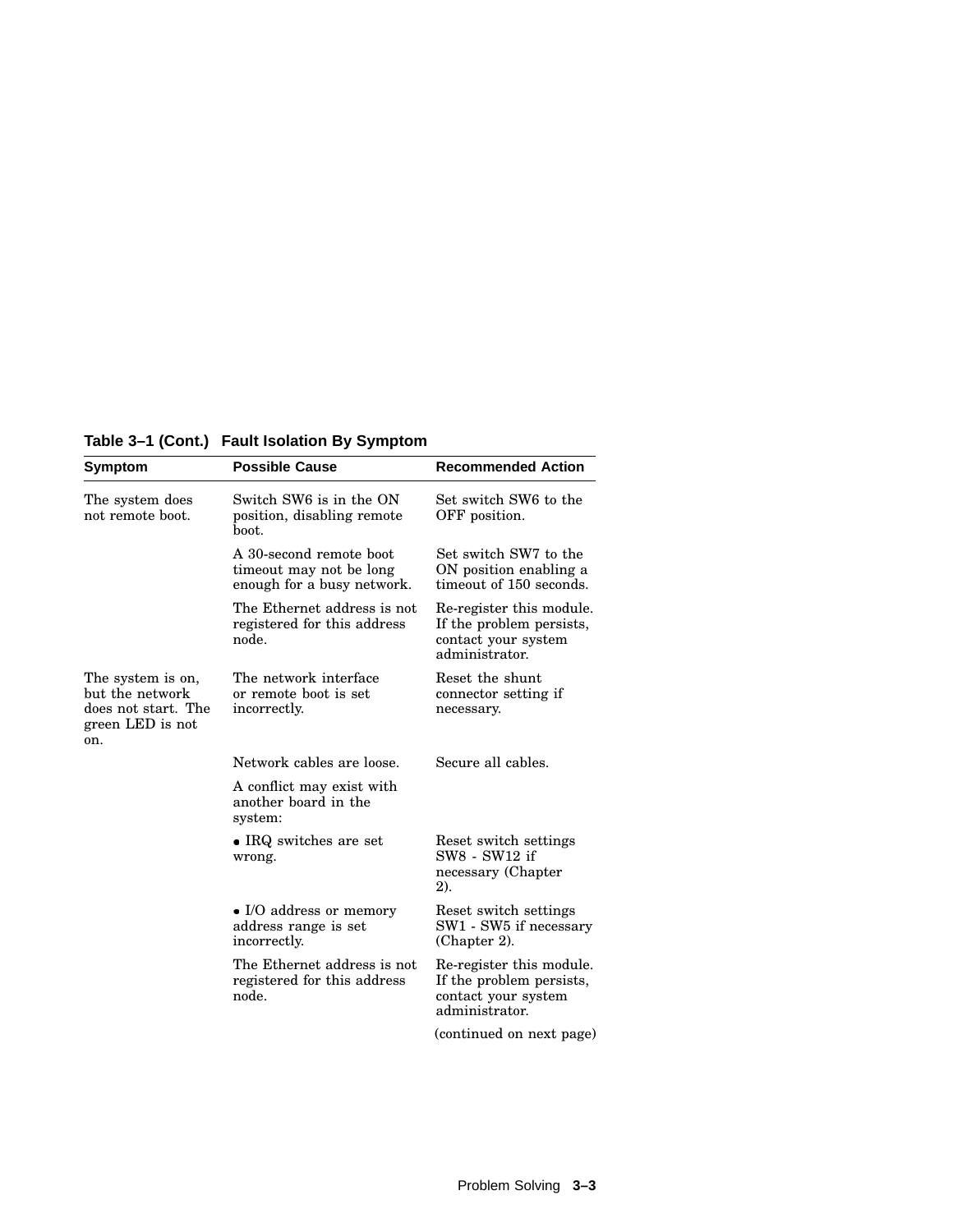**Table 3–1 (Cont.) Fault Isolation By Symptom**

| Symptom | Possible Cause | Recommended Action |
|---|---|---|
| The system does not remote boot. | Switch SW6 is in the ON position, disabling remote boot. | Set switch SW6 to the OFF position. |
| | A 30-second remote boot timeout may not be long enough for a busy network. | Set switch SW7 to the ON position enabling a timeout of 150 seconds. |
| | The Ethernet address is not registered for this address node. | Re-register this module. If the problem persists, contact your system administrator. |
| The system is on, but the network does not start. The green LED is not on. | The network interface or remote boot is set incorrectly. | Reset the shunt connector setting if necessary. |
| | Network cables are loose. | Secure all cables. |
| | A conflict may exist with another board in the system: | |
| | • IRQ switches are set wrong. | Reset switch settings SW8 - SW12 if necessary (Chapter 2). |
| | • I/O address or memory address range is set incorrectly. | Reset switch settings SW1 - SW5 if necessary (Chapter 2). |
| | The Ethernet address is not registered for this address node. | Re-register this module. If the problem persists, contact your system administrator. |

(continued on next page)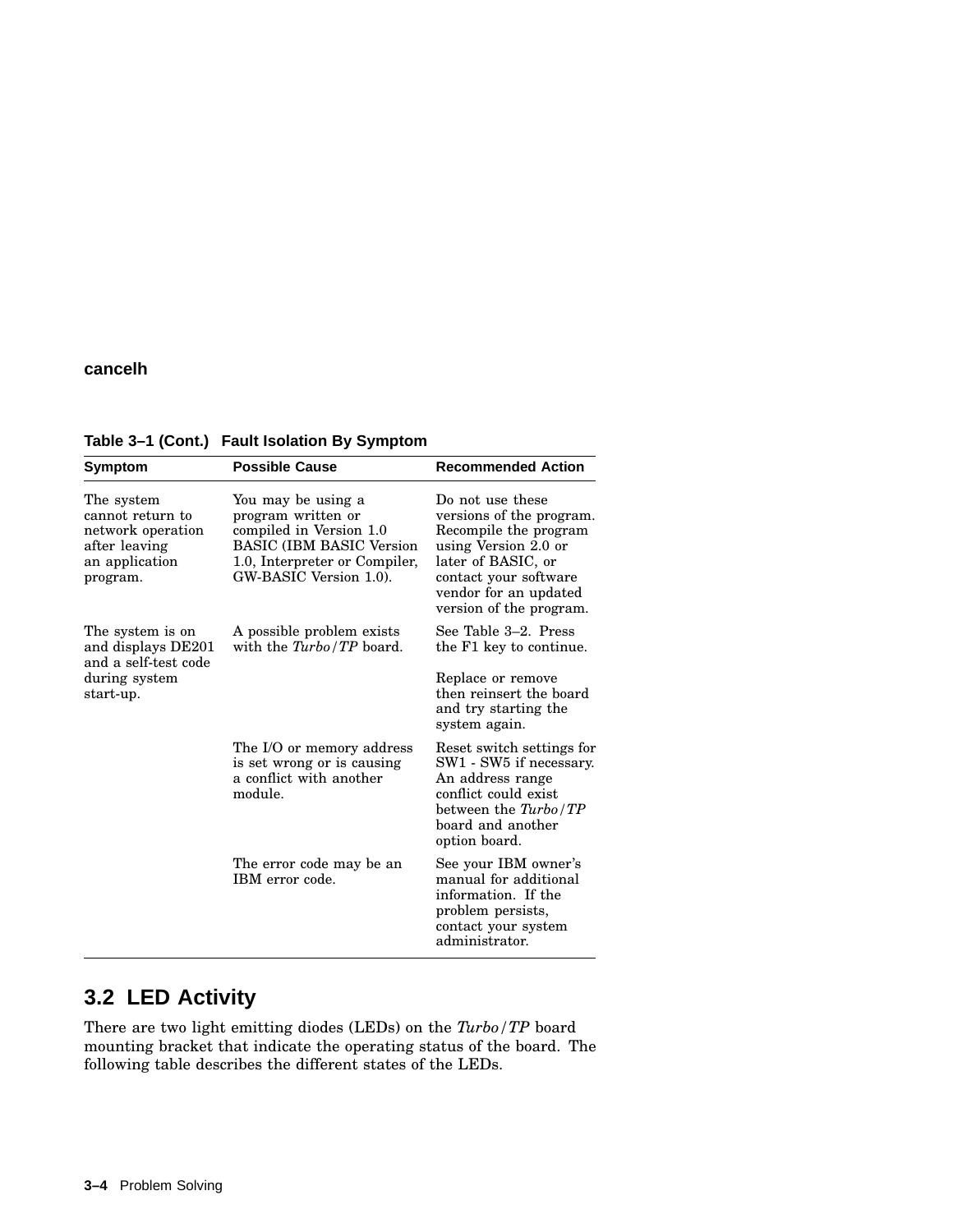**cancelh**

**Table 3–1 (Cont.) Fault Isolation By Symptom**

| Symptom | Possible Cause | Recommended Action |
|---|---|---|
| The system cannot return to network operation after leaving an application program. | You may be using a program written or compiled in Version 1.0 BASIC (IBM BASIC Version 1.0, Interpreter or Compiler, GW-BASIC Version 1.0). | Do not use these versions of the program. Recompile the program using Version 2.0 or later of BASIC, or contact your software vendor for an updated version of the program. |
| The system is on and displays DE201 and a self-test code during system start-up. | A possible problem exists with the *Turbo/TP* board. | See Table 3–2. Press the F1 key to continue.<br><br>Replace or remove then reinsert the board and try starting the system again. |
| | The I/O or memory address is set wrong or is causing a conflict with another module. | Reset switch settings for SW1 - SW5 if necessary. An address range conflict could exist between the *Turbo/TP* board and another option board. |
| | The error code may be an IBM error code. | See your IBM owner's manual for additional information. If the problem persists, contact your system administrator. |

## 3.2 LED Activity

There are two light emitting diodes (LEDs) on the *Turbo/TP* board mounting bracket that indicate the operating status of the board. The following table describes the different states of the LEDs.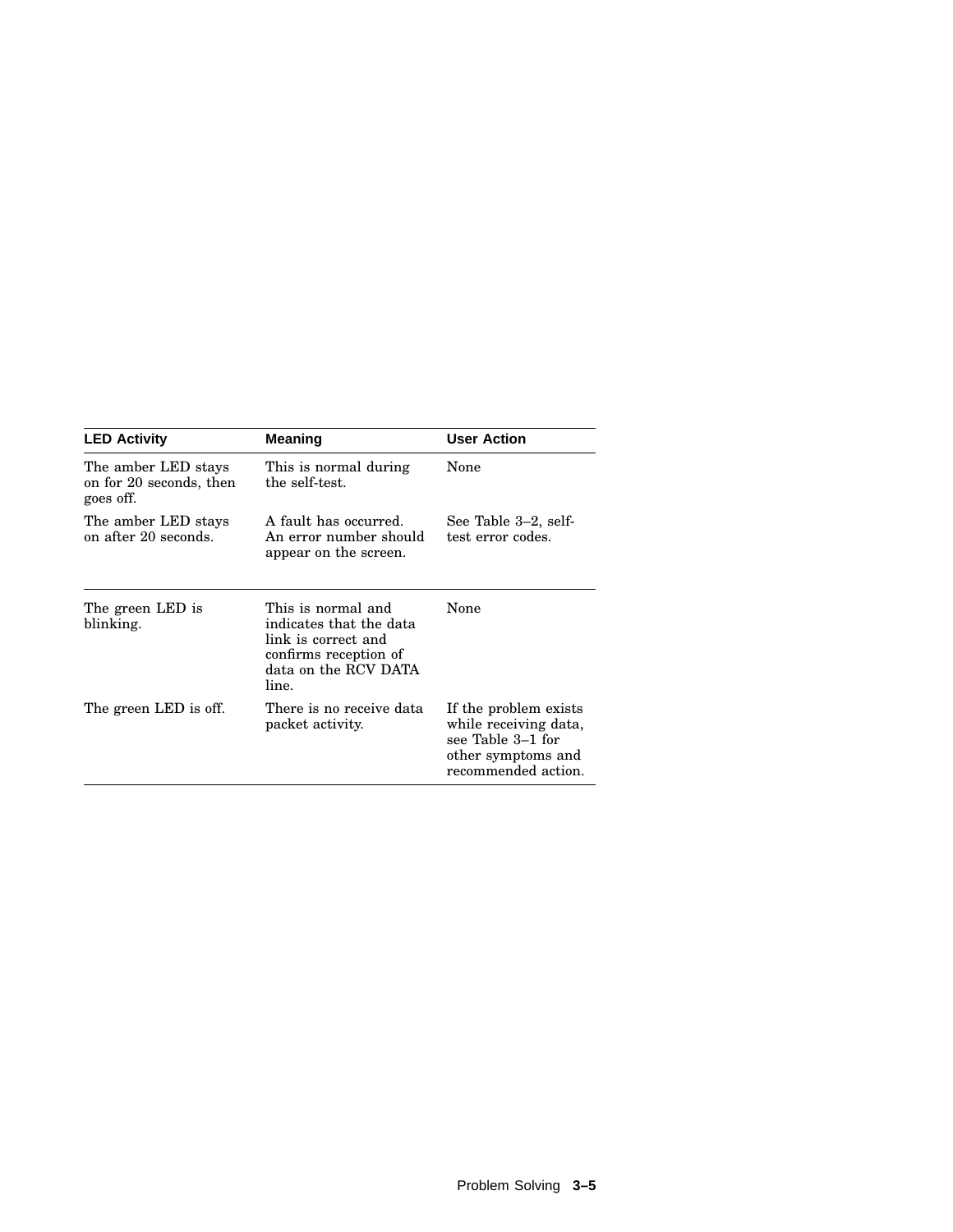| LED Activity | Meaning | User Action |
| --- | --- | --- |
| The amber LED stays on for 20 seconds, then goes off. | This is normal during the self-test. | None |
| The amber LED stays on after 20 seconds. | A fault has occurred. An error number should appear on the screen. | See Table 3–2, self-test error codes. |
| The green LED is blinking. | This is normal and indicates that the data link is correct and confirms reception of data on the RCV DATA line. | None |
| The green LED is off. | There is no receive data packet activity. | If the problem exists while receiving data, see Table 3–1 for other symptoms and recommended action. |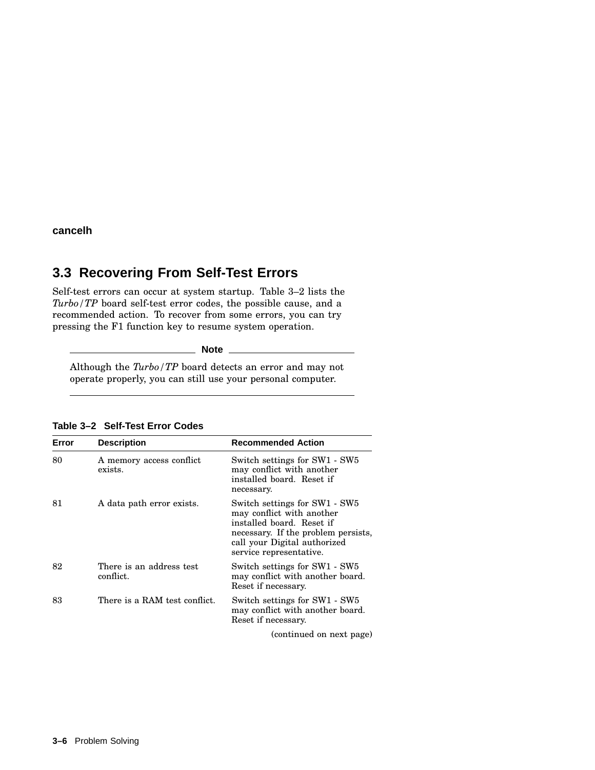**cancelh**

## 3.3 Recovering From Self-Test Errors

Self-test errors can occur at system startup. Table 3–2 lists the *Turbo/TP* board self-test error codes, the possible cause, and a recommended action. To recover from some errors, you can try pressing the F1 function key to resume system operation.

**Note**

Although the *Turbo/TP* board detects an error and may not operate properly, you can still use your personal computer.

**Table 3–2 Self-Test Error Codes**

| Error | Description | Recommended Action |
|---|---|---|
| 80 | A memory access conflict exists. | Switch settings for SW1 - SW5 may conflict with another installed board. Reset if necessary. |
| 81 | A data path error exists. | Switch settings for SW1 - SW5 may conflict with another installed board. Reset if necessary. If the problem persists, call your Digital authorized service representative. |
| 82 | There is an address test conflict. | Switch settings for SW1 - SW5 may conflict with another board. Reset if necessary. |
| 83 | There is a RAM test conflict. | Switch settings for SW1 - SW5 may conflict with another board. Reset if necessary. |

(continued on next page)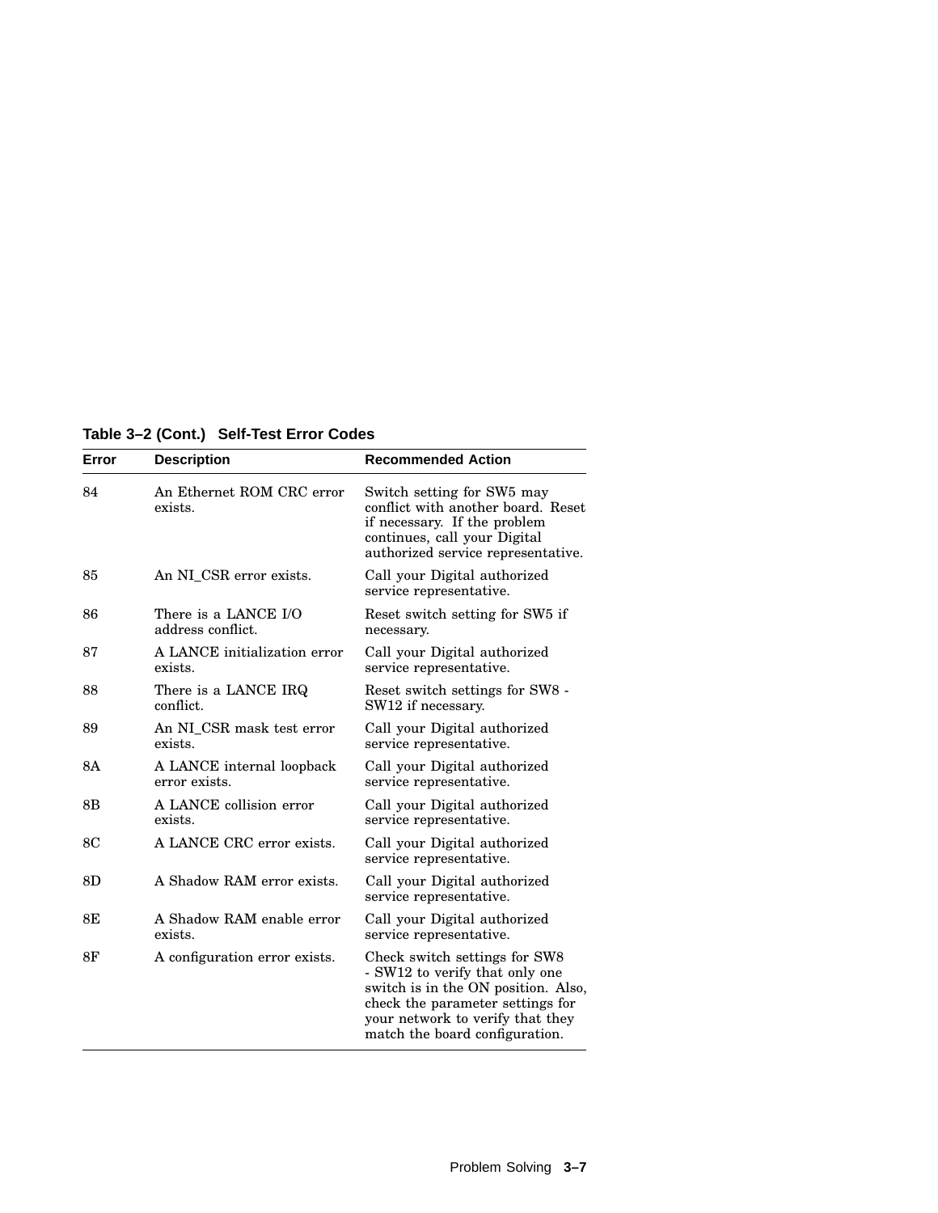**Table 3–2 (Cont.) Self-Test Error Codes**

| Error | Description | Recommended Action |
|---|---|---|
| 84 | An Ethernet ROM CRC error exists. | Switch setting for SW5 may conflict with another board. Reset if necessary. If the problem continues, call your Digital authorized service representative. |
| 85 | An NI_CSR error exists. | Call your Digital authorized service representative. |
| 86 | There is a LANCE I/O address conflict. | Reset switch setting for SW5 if necessary. |
| 87 | A LANCE initialization error exists. | Call your Digital authorized service representative. |
| 88 | There is a LANCE IRQ conflict. | Reset switch settings for SW8 - SW12 if necessary. |
| 89 | An NI_CSR mask test error exists. | Call your Digital authorized service representative. |
| 8A | A LANCE internal loopback error exists. | Call your Digital authorized service representative. |
| 8B | A LANCE collision error exists. | Call your Digital authorized service representative. |
| 8C | A LANCE CRC error exists. | Call your Digital authorized service representative. |
| 8D | A Shadow RAM error exists. | Call your Digital authorized service representative. |
| 8E | A Shadow RAM enable error exists. | Call your Digital authorized service representative. |
| 8F | A configuration error exists. | Check switch settings for SW8 - SW12 to verify that only one switch is in the ON position. Also, check the parameter settings for your network to verify that they match the board configuration. |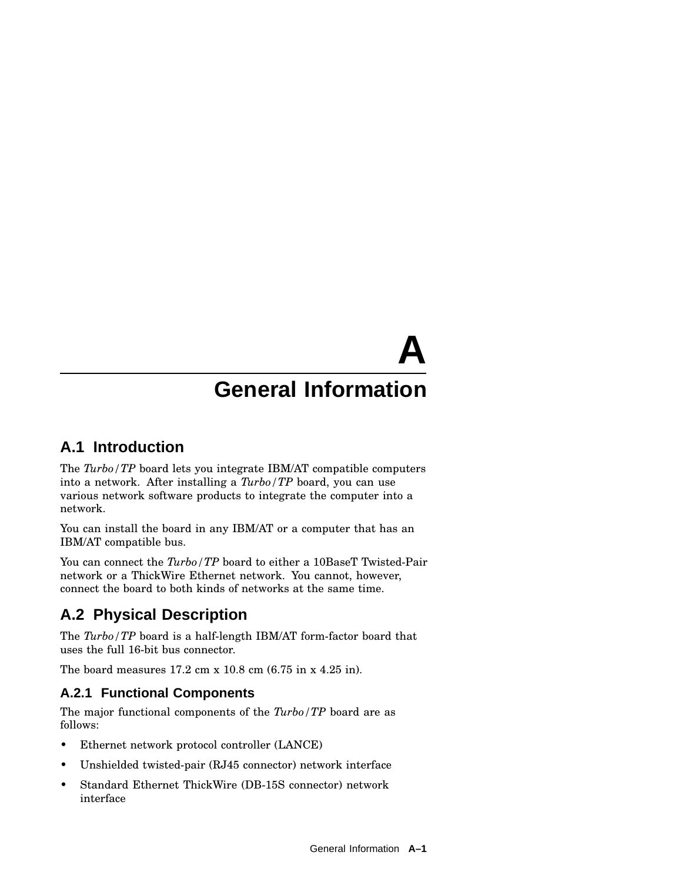# A General Information

## A.1 Introduction

The *Turbo/TP* board lets you integrate IBM/AT compatible computers into a network. After installing a *Turbo/TP* board, you can use various network software products to integrate the computer into a network.

You can install the board in any IBM/AT or a computer that has an IBM/AT compatible bus.

You can connect the *Turbo/TP* board to either a 10BaseT Twisted-Pair network or a ThickWire Ethernet network. You cannot, however, connect the board to both kinds of networks at the same time.

## A.2 Physical Description

The *Turbo/TP* board is a half-length IBM/AT form-factor board that uses the full 16-bit bus connector.

The board measures 17.2 cm x 10.8 cm (6.75 in x 4.25 in).

### A.2.1 Functional Components

The major functional components of the *Turbo/TP* board are as follows:

- Ethernet network protocol controller (LANCE)
- Unshielded twisted-pair (RJ45 connector) network interface
- Standard Ethernet ThickWire (DB-15S connector) network interface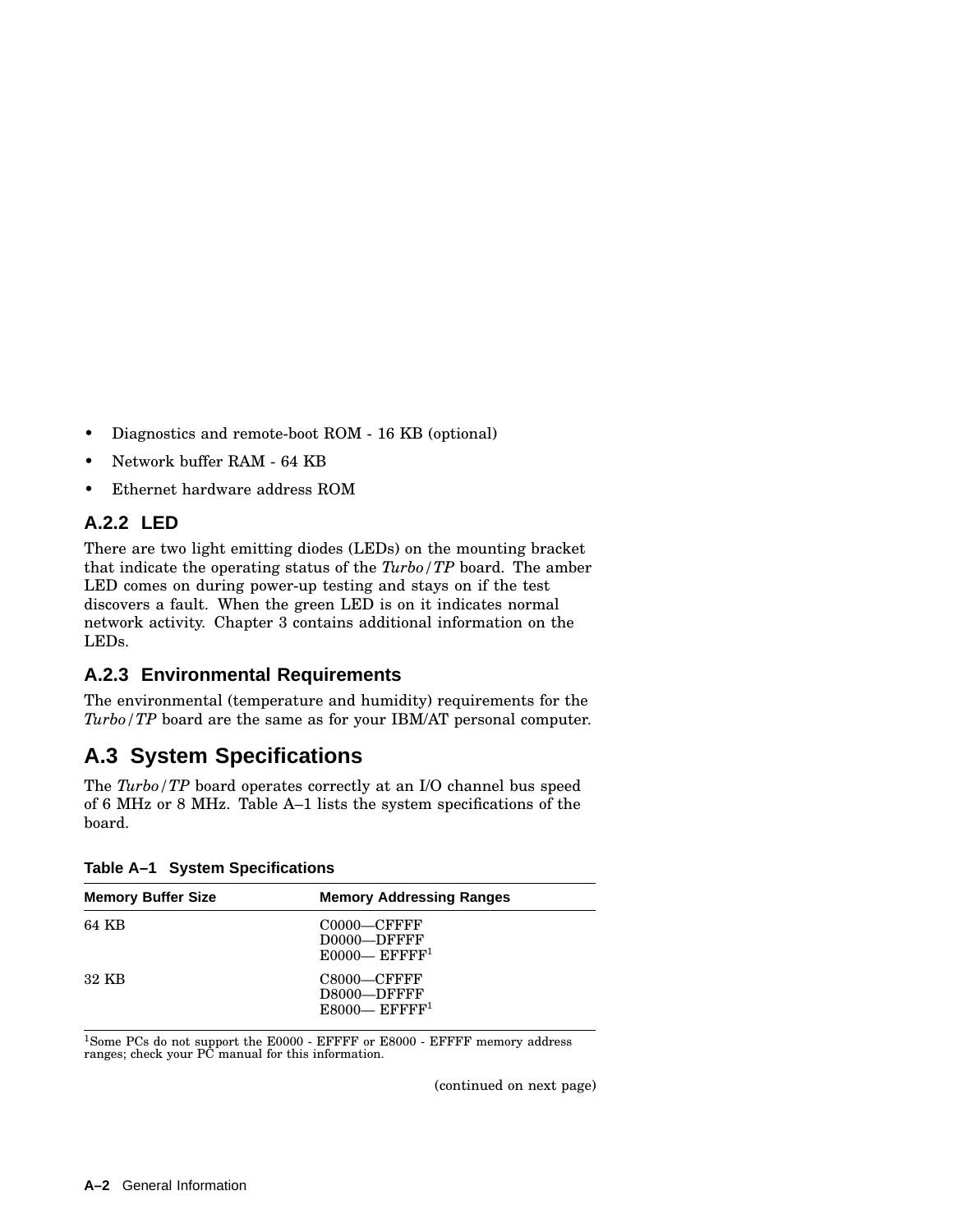- Diagnostics and remote-boot ROM - 16 KB (optional)
- Network buffer RAM - 64 KB
- Ethernet hardware address ROM

### A.2.2 LED

There are two light emitting diodes (LEDs) on the mounting bracket that indicate the operating status of the *Turbo/TP* board. The amber LED comes on during power-up testing and stays on if the test discovers a fault. When the green LED is on it indicates normal network activity. Chapter 3 contains additional information on the LEDs.

### A.2.3 Environmental Requirements

The environmental (temperature and humidity) requirements for the *Turbo/TP* board are the same as for your IBM/AT personal computer.

## A.3 System Specifications

The *Turbo/TP* board operates correctly at an I/O channel bus speed of 6 MHz or 8 MHz. Table A–1 lists the system specifications of the board.

**Table A–1 System Specifications**

| Memory Buffer Size | Memory Addressing Ranges |
|---|---|
| 64 KB | C0000—CFFFF<br>D0000—DFFFF<br>E0000— EFFFF[1] |
| 32 KB | C8000—CFFFF<br>D8000—DFFFF<br>E8000— EFFFF[1] |

[1]Some PCs do not support the E0000 - EFFFF or E8000 - EFFFF memory address ranges; check your PC manual for this information.

(continued on next page)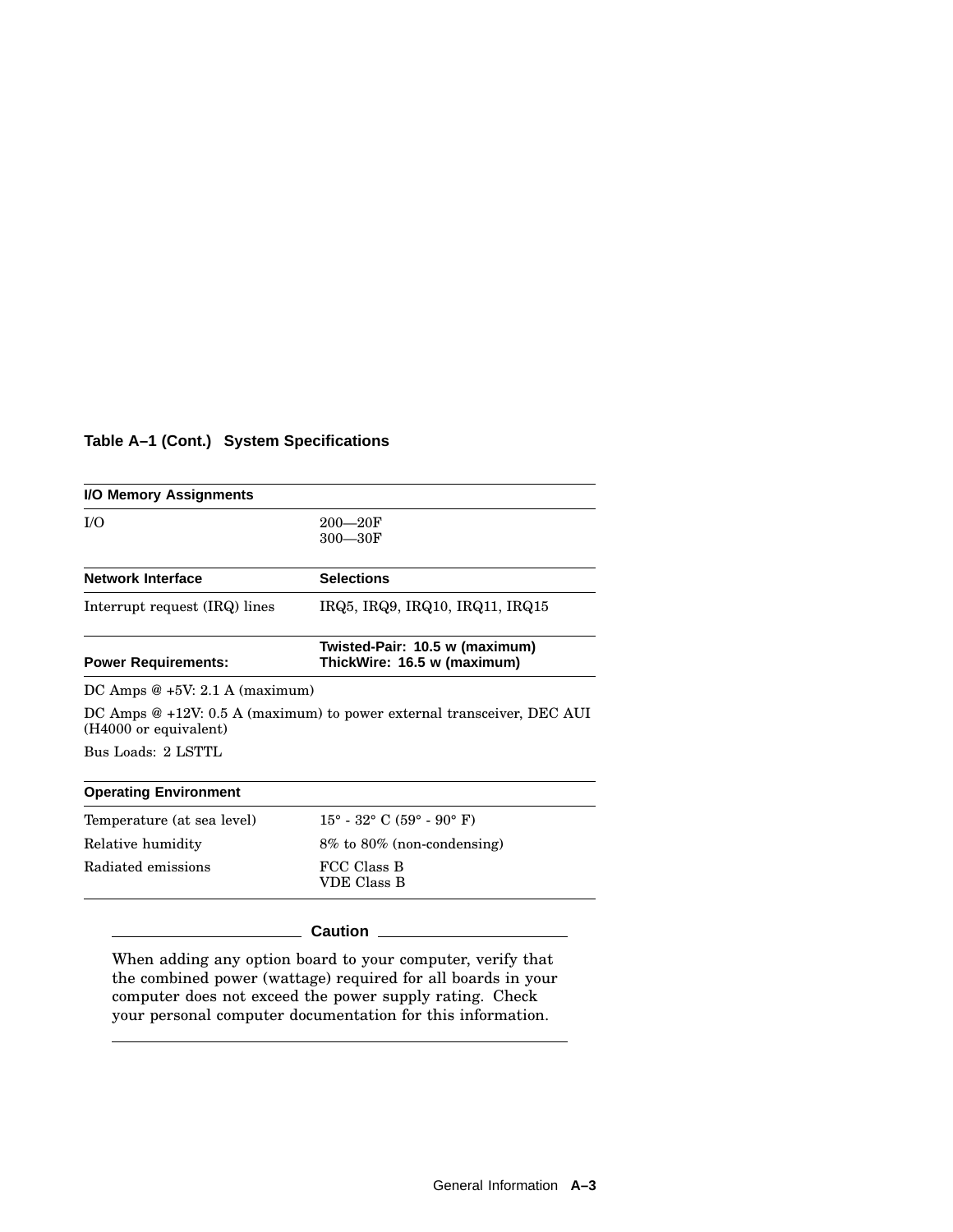**Table A–1 (Cont.) System Specifications**

| **I/O Memory Assignments** | |
|---|---|
| I/O | 200—20F<br>300—30F |
| **Network Interface** | **Selections** |
| Interrupt request (IRQ) lines | IRQ5, IRQ9, IRQ10, IRQ11, IRQ15 |
| **Power Requirements:** | **Twisted-Pair: 10.5 w (maximum)**<br>**ThickWire: 16.5 w (maximum)** |
| DC Amps @ +5V: 2.1 A (maximum) | |
| DC Amps @ +12V: 0.5 A (maximum) to power external transceiver, DEC AUI (H4000 or equivalent) | |
| Bus Loads: 2 LSTTL | |
| **Operating Environment** | |
| Temperature (at sea level) | 15° - 32° C (59° - 90° F) |
| Relative humidity | 8% to 80% (non-condensing) |
| Radiated emissions | FCC Class B<br>VDE Class B |

**Caution**

When adding any option board to your computer, verify that the combined power (wattage) required for all boards in your computer does not exceed the power supply rating. Check your personal computer documentation for this information.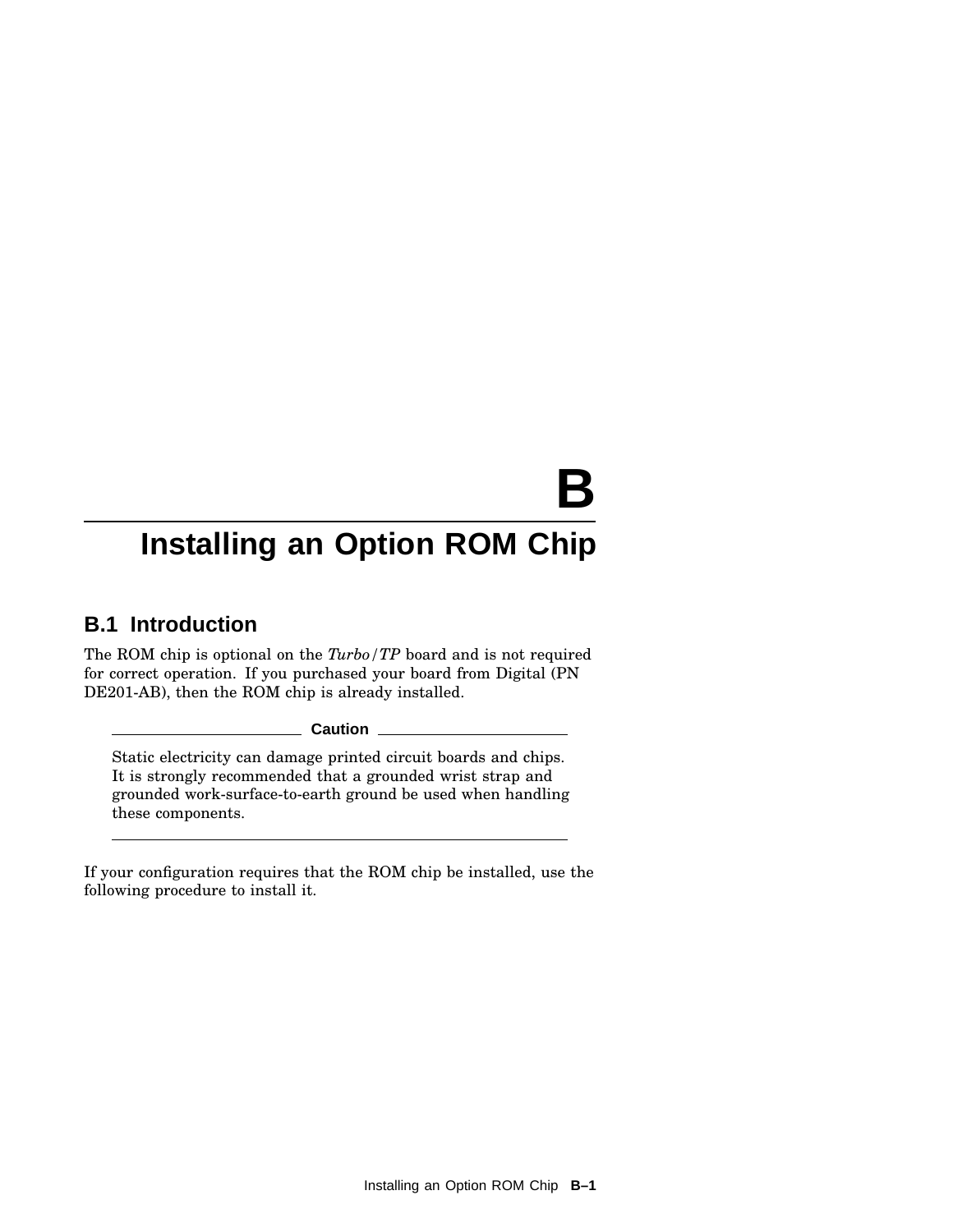# B Installing an Option ROM Chip

## B.1 Introduction

The ROM chip is optional on the *Turbo/TP* board and is not required for correct operation. If you purchased your board from Digital (PN DE201-AB), then the ROM chip is already installed.

**Caution**

Static electricity can damage printed circuit boards and chips. It is strongly recommended that a grounded wrist strap and grounded work-surface-to-earth ground be used when handling these components.

---

If your configuration requires that the ROM chip be installed, use the following procedure to install it.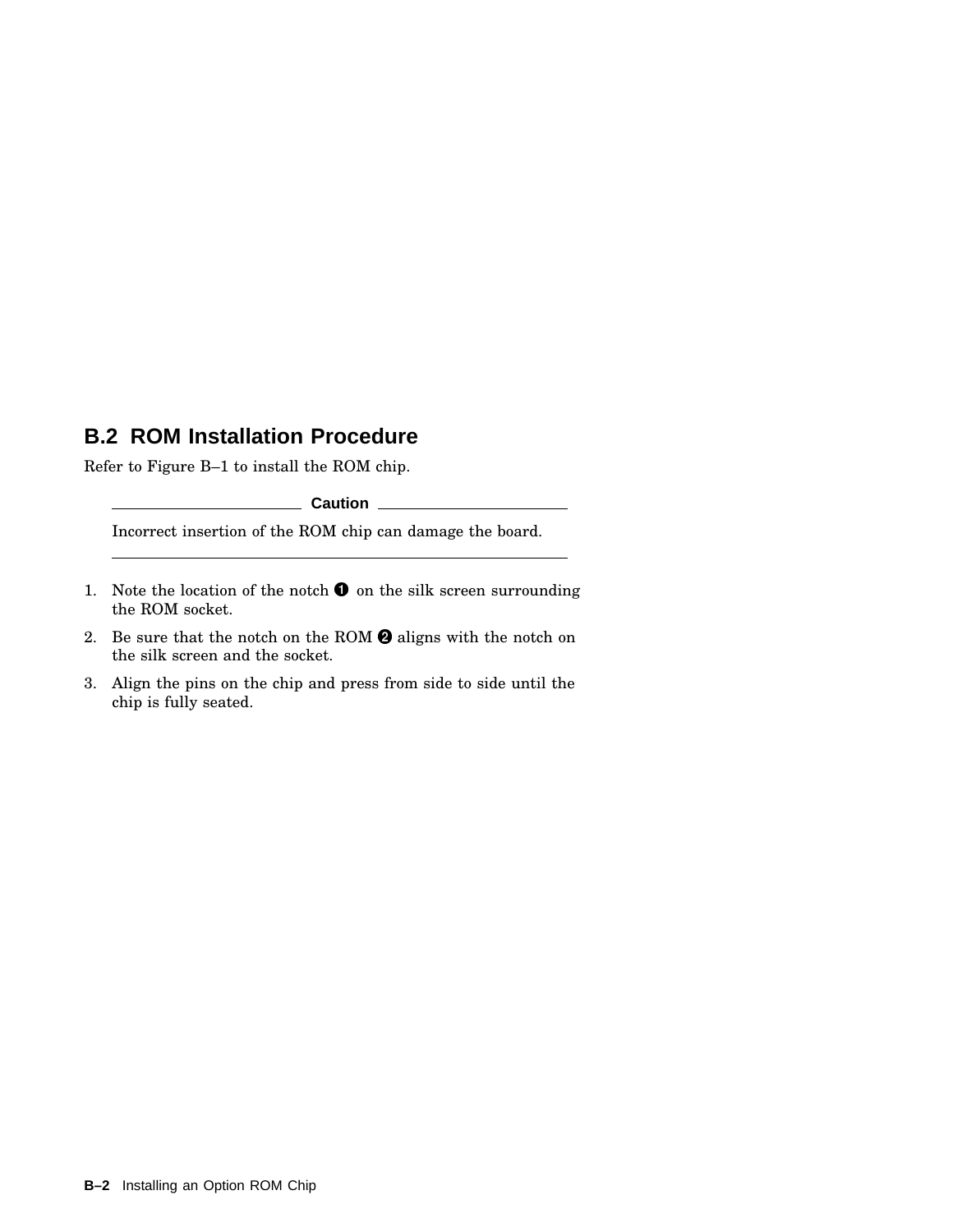## B.2 ROM Installation Procedure

Refer to Figure B–1 to install the ROM chip.

**Caution**

Incorrect insertion of the ROM chip can damage the board.

---

1. Note the location of the notch ❶ on the silk screen surrounding the ROM socket.
2. Be sure that the notch on the ROM ❷ aligns with the notch on the silk screen and the socket.
3. Align the pins on the chip and press from side to side until the chip is fully seated.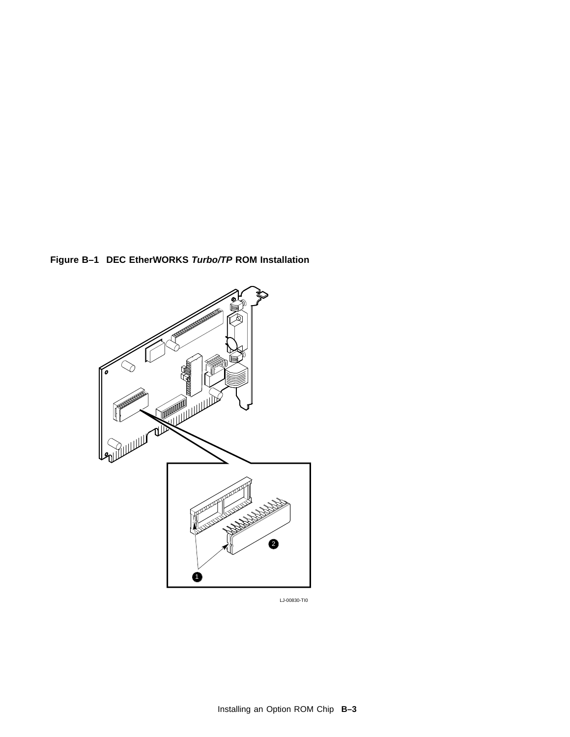**Figure B–1 DEC EtherWORKS *Turbo/TP* ROM Installation**

LJ-00830-TI0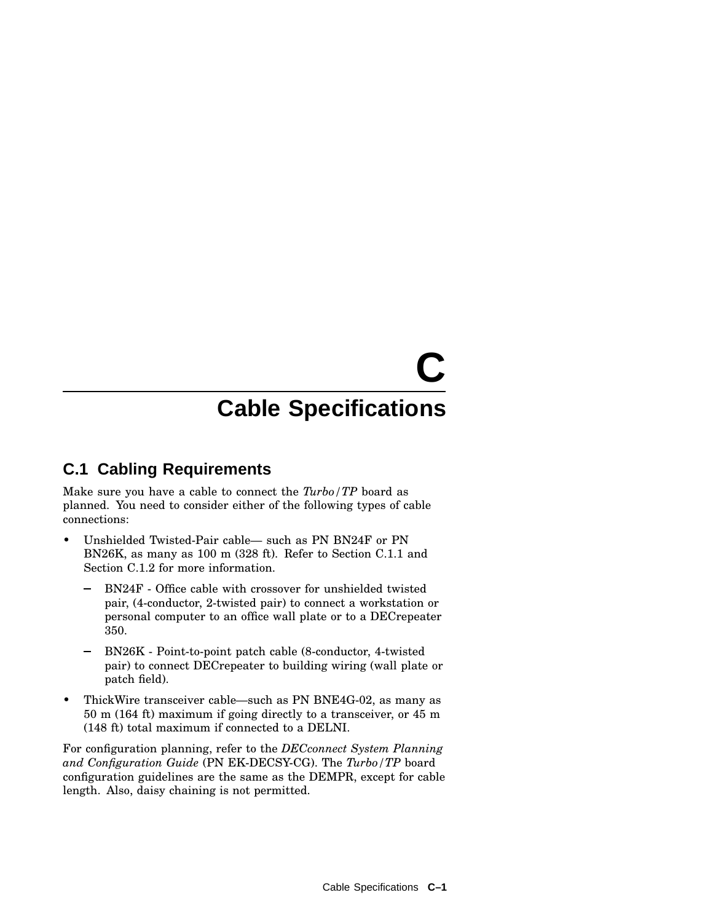# C
# Cable Specifications

## C.1 Cabling Requirements

Make sure you have a cable to connect the *Turbo/TP* board as planned. You need to consider either of the following types of cable connections:

- Unshielded Twisted-Pair cable— such as PN BN24F or PN BN26K, as many as 100 m (328 ft). Refer to Section C.1.1 and Section C.1.2 for more information.
  - BN24F - Office cable with crossover for unshielded twisted pair, (4-conductor, 2-twisted pair) to connect a workstation or personal computer to an office wall plate or to a DECrepeater 350.
  - BN26K - Point-to-point patch cable (8-conductor, 4-twisted pair) to connect DECrepeater to building wiring (wall plate or patch field).
- ThickWire transceiver cable—such as PN BNE4G-02, as many as 50 m (164 ft) maximum if going directly to a transceiver, or 45 m (148 ft) total maximum if connected to a DELNI.

For configuration planning, refer to the *DECconnect System Planning and Configuration Guide* (PN EK-DECSY-CG). The *Turbo/TP* board configuration guidelines are the same as the DEMPR, except for cable length. Also, daisy chaining is not permitted.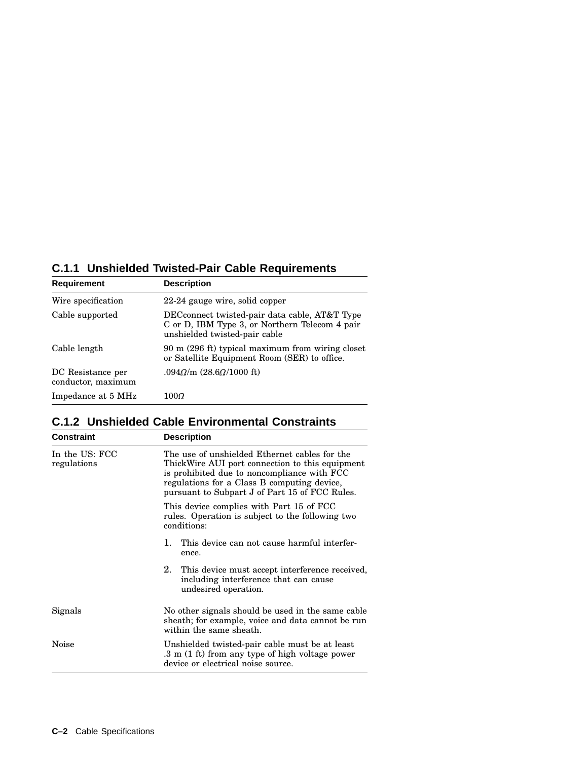### C.1.1 Unshielded Twisted-Pair Cable Requirements

| Requirement | Description |
|---|---|
| Wire specification | 22-24 gauge wire, solid copper |
| Cable supported | DECconnect twisted-pair data cable, AT&T Type C or D, IBM Type 3, or Northern Telecom 4 pair unshielded twisted-pair cable |
| Cable length | 90 m (296 ft) typical maximum from wiring closet or Satellite Equipment Room (SER) to office. |
| DC Resistance per conductor, maximum | .094Ω/m (28.6Ω/1000 ft) |
| Impedance at 5 MHz | 100Ω |

### C.1.2 Unshielded Cable Environmental Constraints

| Constraint | Description |
|---|---|
| In the US: FCC regulations | The use of unshielded Ethernet cables for the ThickWire AUI port connection to this equipment is prohibited due to noncompliance with FCC regulations for a Class B computing device, pursuant to Subpart J of Part 15 of FCC Rules.<br><br>This device complies with Part 15 of FCC rules. Operation is subject to the following two conditions:<br><br>1. This device can not cause harmful interference.<br><br>2. This device must accept interference received, including interference that can cause undesired operation. |
| Signals | No other signals should be used in the same cable sheath; for example, voice and data cannot be run within the same sheath. |
| Noise | Unshielded twisted-pair cable must be at least .3 m (1 ft) from any type of high voltage power device or electrical noise source. |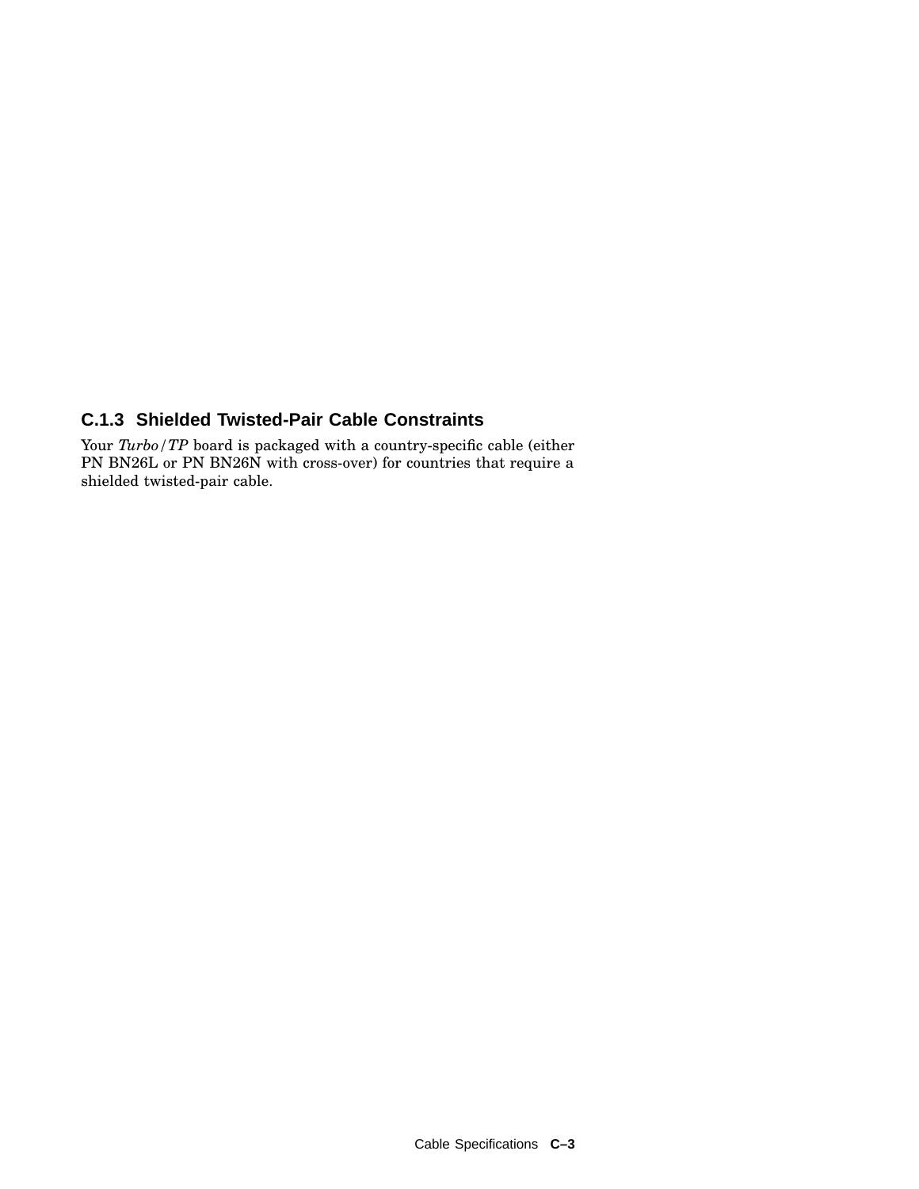### C.1.3 Shielded Twisted-Pair Cable Constraints

Your *Turbo/TP* board is packaged with a country-specific cable (either PN BN26L or PN BN26N with cross-over) for countries that require a shielded twisted-pair cable.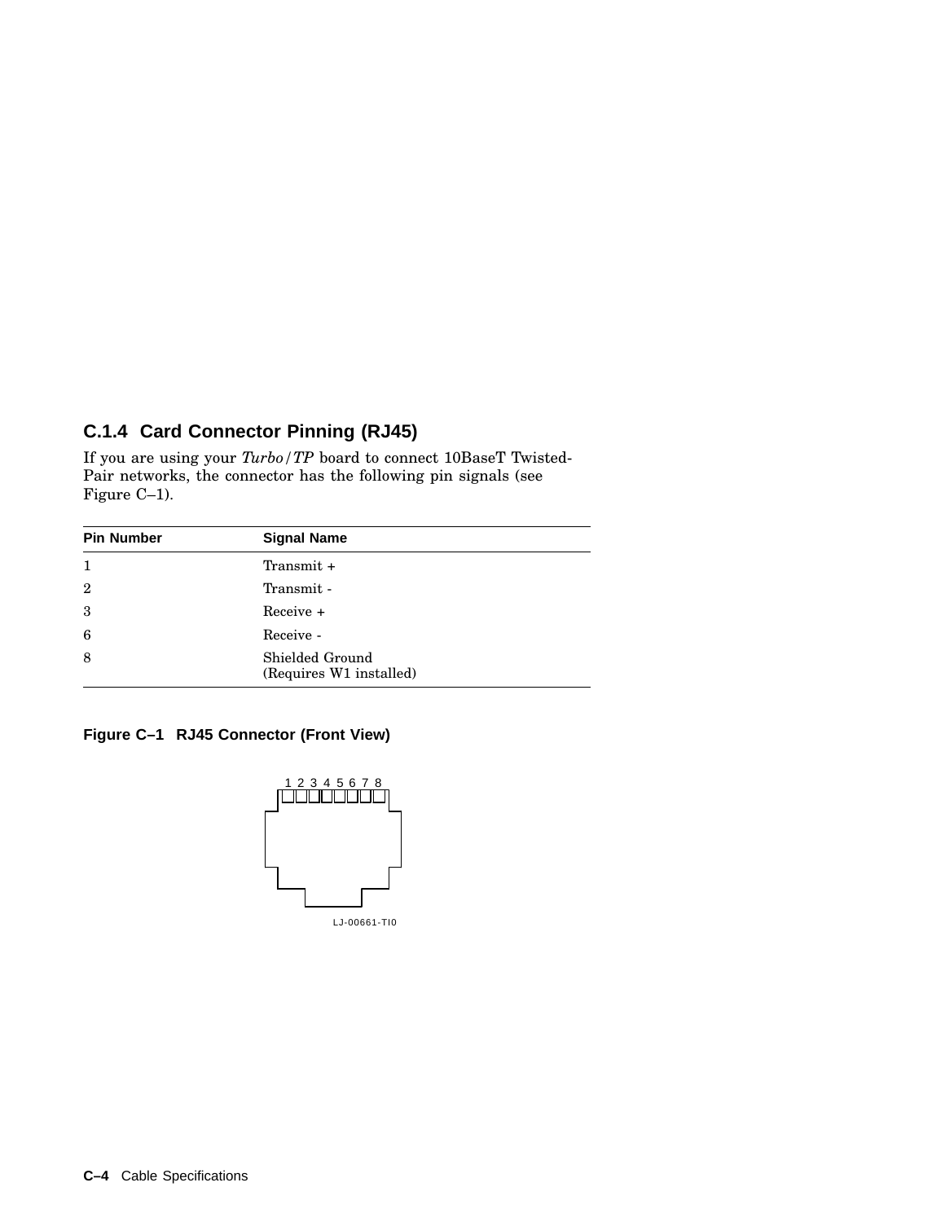### C.1.4 Card Connector Pinning (RJ45)

If you are using your *Turbo/TP* board to connect 10BaseT Twisted-Pair networks, the connector has the following pin signals (see Figure C–1).

| Pin Number | Signal Name |
|---|---|
| 1 | Transmit + |
| 2 | Transmit - |
| 3 | Receive + |
| 6 | Receive - |
| 8 | Shielded Ground (Requires W1 installed) |

**Figure C–1 RJ45 Connector (Front View)**

1 2 3 4 5 6 7 8

LJ-00661-TI0